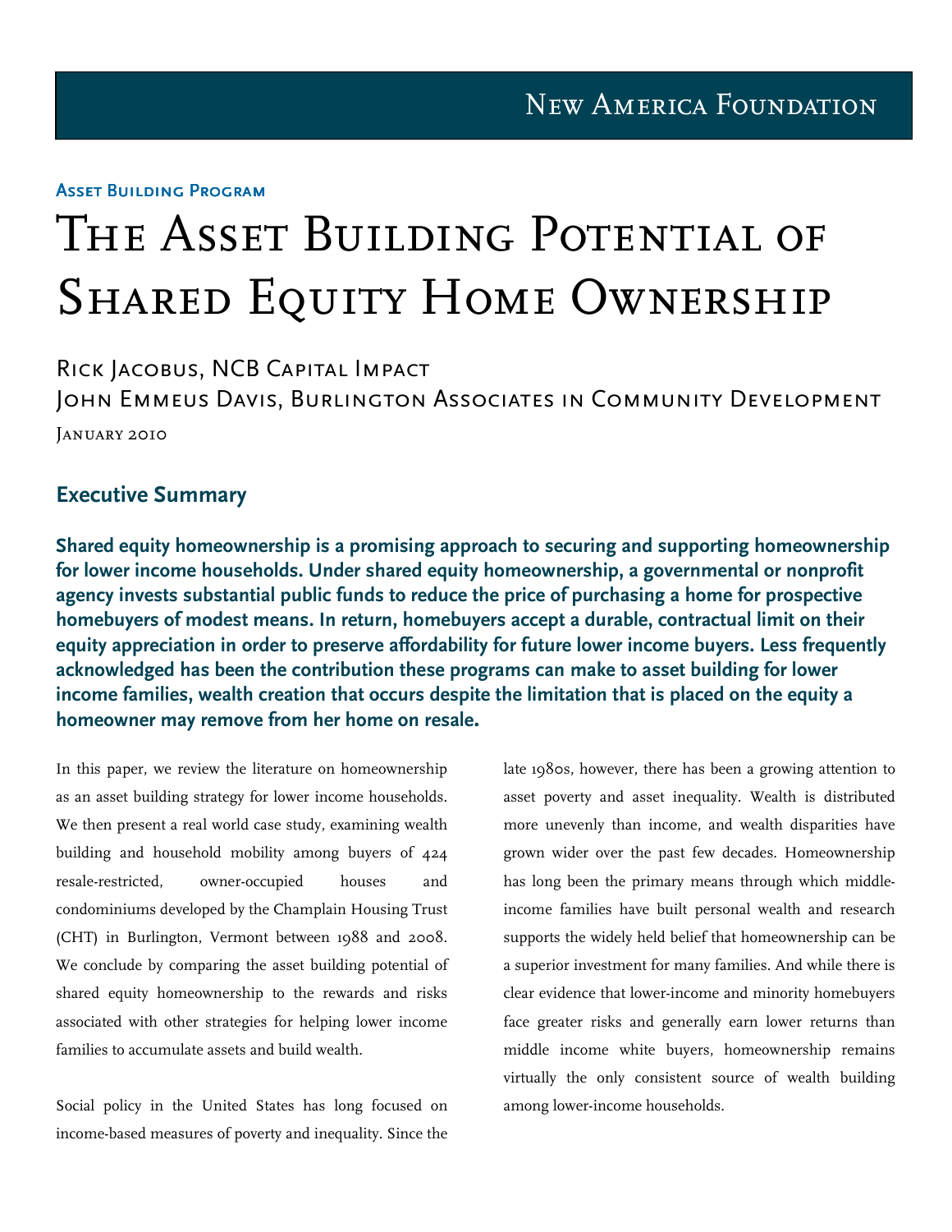New America Foundation

Asset Building Program

# The Asset Building Potential of Shared Equity Home Ownership

Rick Jacobus, NCB Capital Impact
John Emmeus Davis, Burlington Associates in Community Development

January 2010

## Executive Summary

**Shared equity homeownership is a promising approach to securing and supporting homeownership for lower income households. Under shared equity homeownership, a governmental or nonprofit agency invests substantial public funds to reduce the price of purchasing a home for prospective homebuyers of modest means. In return, homebuyers accept a durable, contractual limit on their equity appreciation in order to preserve affordability for future lower income buyers. Less frequently acknowledged has been the contribution these programs can make to asset building for lower income families, wealth creation that occurs despite the limitation that is placed on the equity a homeowner may remove from her home on resale.**

In this paper, we review the literature on homeownership as an asset building strategy for lower income households. We then present a real world case study, examining wealth building and household mobility among buyers of 424 resale-restricted, owner-occupied houses and condominiums developed by the Champlain Housing Trust (CHT) in Burlington, Vermont between 1988 and 2008. We conclude by comparing the asset building potential of shared equity homeownership to the rewards and risks associated with other strategies for helping lower income families to accumulate assets and build wealth.

Social policy in the United States has long focused on income-based measures of poverty and inequality. Since the late 1980s, however, there has been a growing attention to asset poverty and asset inequality. Wealth is distributed more unevenly than income, and wealth disparities have grown wider over the past few decades. Homeownership has long been the primary means through which middle-income families have built personal wealth and research supports the widely held belief that homeownership can be a superior investment for many families. And while there is clear evidence that lower-income and minority homebuyers face greater risks and generally earn lower returns than middle income white buyers, homeownership remains virtually the only consistent source of wealth building among lower-income households.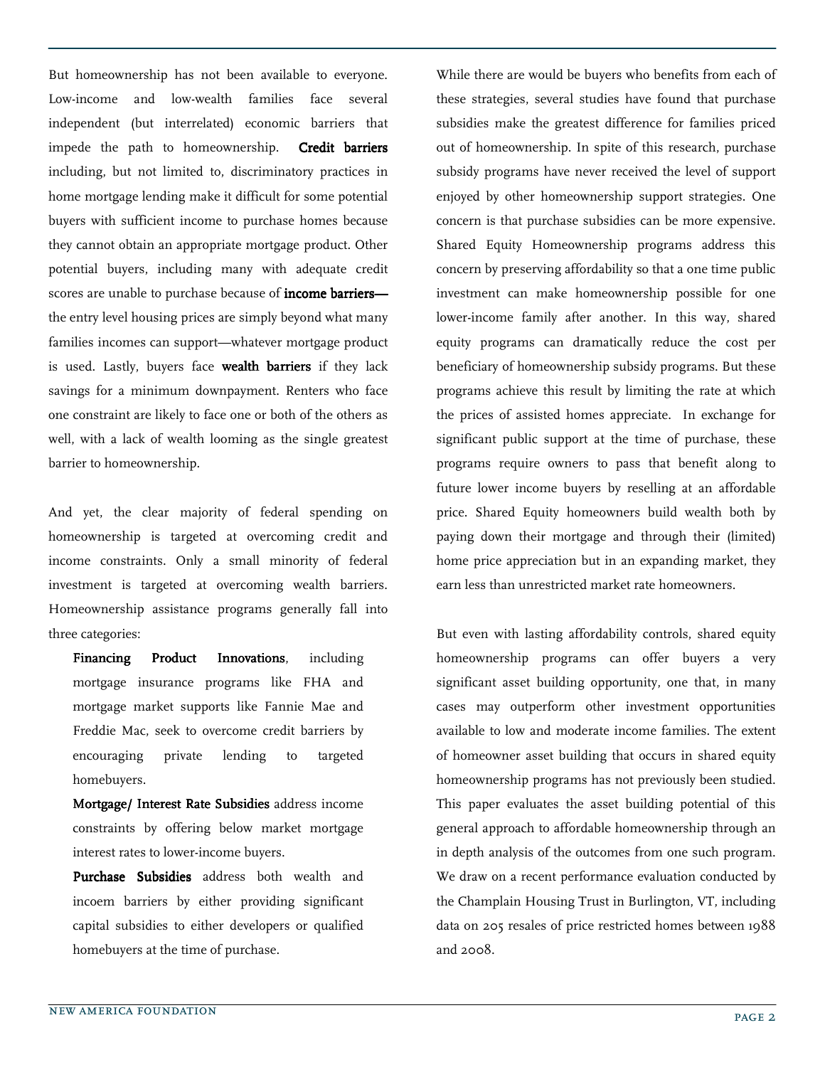But homeownership has not been available to everyone. Low-income and low-wealth families face several independent (but interrelated) economic barriers that impede the path to homeownership. **Credit barriers** including, but not limited to, discriminatory practices in home mortgage lending make it difficult for some potential buyers with sufficient income to purchase homes because they cannot obtain an appropriate mortgage product. Other potential buyers, including many with adequate credit scores are unable to purchase because of **income barriers—** the entry level housing prices are simply beyond what many families incomes can support—whatever mortgage product is used. Lastly, buyers face **wealth barriers** if they lack savings for a minimum downpayment. Renters who face one constraint are likely to face one or both of the others as well, with a lack of wealth looming as the single greatest barrier to homeownership.

And yet, the clear majority of federal spending on homeownership is targeted at overcoming credit and income constraints. Only a small minority of federal investment is targeted at overcoming wealth barriers. Homeownership assistance programs generally fall into three categories:

- **Financing Product Innovations**, including mortgage insurance programs like FHA and mortgage market supports like Fannie Mae and Freddie Mac, seek to overcome credit barriers by encouraging private lending to targeted homebuyers.
- **Mortgage/ Interest Rate Subsidies** address income constraints by offering below market mortgage interest rates to lower-income buyers.
- **Purchase Subsidies** address both wealth and incoem barriers by either providing significant capital subsidies to either developers or qualified homebuyers at the time of purchase.

While there are would be buyers who benefits from each of these strategies, several studies have found that purchase subsidies make the greatest difference for families priced out of homeownership. In spite of this research, purchase subsidy programs have never received the level of support enjoyed by other homeownership support strategies. One concern is that purchase subsidies can be more expensive. Shared Equity Homeownership programs address this concern by preserving affordability so that a one time public investment can make homeownership possible for one lower-income family after another. In this way, shared equity programs can dramatically reduce the cost per beneficiary of homeownership subsidy programs. But these programs achieve this result by limiting the rate at which the prices of assisted homes appreciate. In exchange for significant public support at the time of purchase, these programs require owners to pass that benefit along to future lower income buyers by reselling at an affordable price. Shared Equity homeowners build wealth both by paying down their mortgage and through their (limited) home price appreciation but in an expanding market, they earn less than unrestricted market rate homeowners.

But even with lasting affordability controls, shared equity homeownership programs can offer buyers a very significant asset building opportunity, one that, in many cases may outperform other investment opportunities available to low and moderate income families. The extent of homeowner asset building that occurs in shared equity homeownership programs has not previously been studied. This paper evaluates the asset building potential of this general approach to affordable homeownership through an in depth analysis of the outcomes from one such program. We draw on a recent performance evaluation conducted by the Champlain Housing Trust in Burlington, VT, including data on 205 resales of price restricted homes between 1988 and 2008.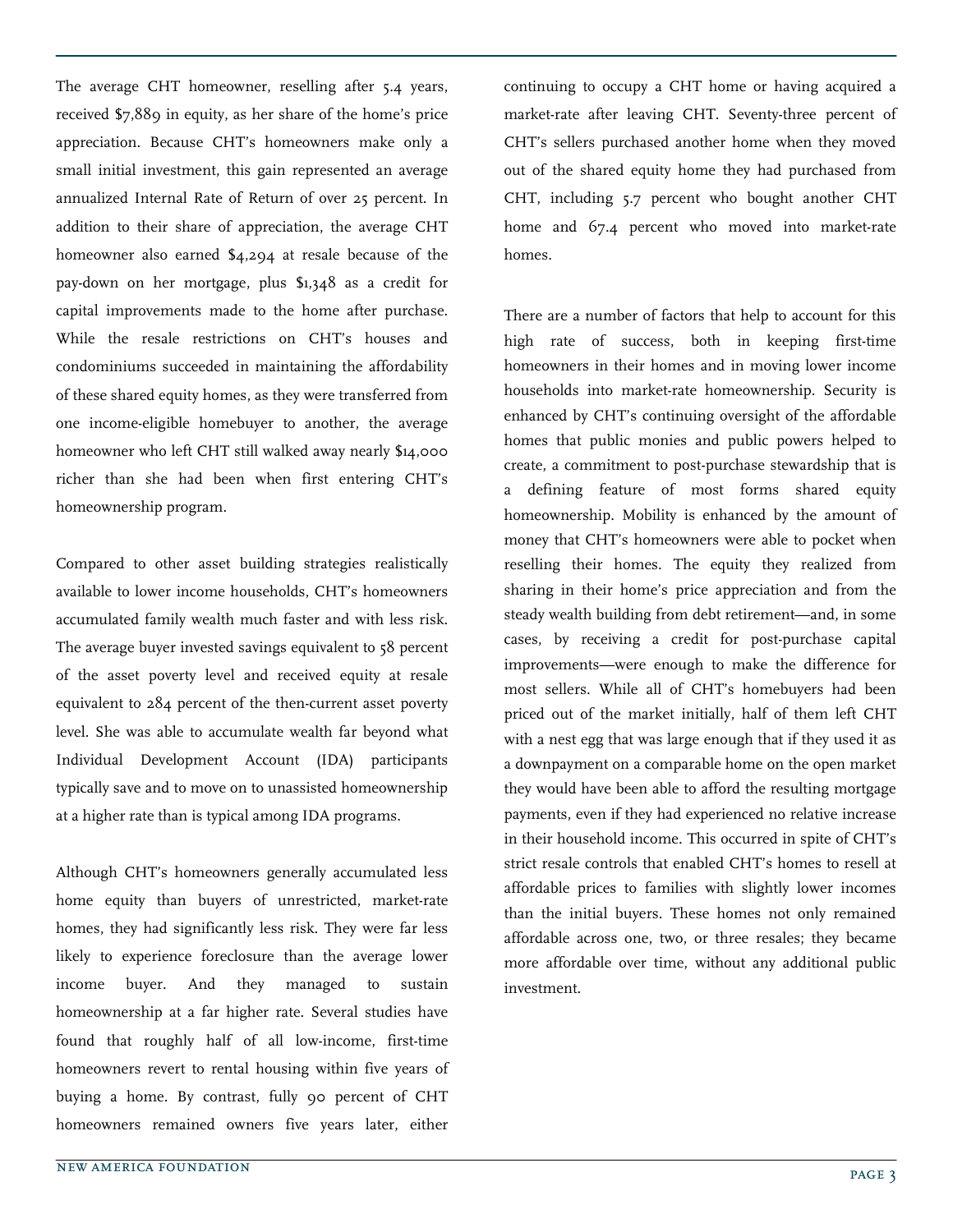The average CHT homeowner, reselling after 5.4 years, received $7,889 in equity, as her share of the home's price appreciation. Because CHT's homeowners make only a small initial investment, this gain represented an average annualized Internal Rate of Return of over 25 percent. In addition to their share of appreciation, the average CHT homeowner also earned $4,294 at resale because of the pay-down on her mortgage, plus $1,348 as a credit for capital improvements made to the home after purchase. While the resale restrictions on CHT's houses and condominiums succeeded in maintaining the affordability of these shared equity homes, as they were transferred from one income-eligible homebuyer to another, the average homeowner who left CHT still walked away nearly $14,000 richer than she had been when first entering CHT's homeownership program.

Compared to other asset building strategies realistically available to lower income households, CHT's homeowners accumulated family wealth much faster and with less risk. The average buyer invested savings equivalent to 58 percent of the asset poverty level and received equity at resale equivalent to 284 percent of the then-current asset poverty level. She was able to accumulate wealth far beyond what Individual Development Account (IDA) participants typically save and to move on to unassisted homeownership at a higher rate than is typical among IDA programs.

Although CHT's homeowners generally accumulated less home equity than buyers of unrestricted, market-rate homes, they had significantly less risk. They were far less likely to experience foreclosure than the average lower income buyer. And they managed to sustain homeownership at a far higher rate. Several studies have found that roughly half of all low-income, first-time homeowners revert to rental housing within five years of buying a home. By contrast, fully 90 percent of CHT homeowners remained owners five years later, either continuing to occupy a CHT home or having acquired a market-rate after leaving CHT. Seventy-three percent of CHT's sellers purchased another home when they moved out of the shared equity home they had purchased from CHT, including 5.7 percent who bought another CHT home and 67.4 percent who moved into market-rate homes.

There are a number of factors that help to account for this high rate of success, both in keeping first-time homeowners in their homes and in moving lower income households into market-rate homeownership. Security is enhanced by CHT's continuing oversight of the affordable homes that public monies and public powers helped to create, a commitment to post-purchase stewardship that is a defining feature of most forms shared equity homeownership. Mobility is enhanced by the amount of money that CHT's homeowners were able to pocket when reselling their homes. The equity they realized from sharing in their home's price appreciation and from the steady wealth building from debt retirement—and, in some cases, by receiving a credit for post-purchase capital improvements—were enough to make the difference for most sellers. While all of CHT's homebuyers had been priced out of the market initially, half of them left CHT with a nest egg that was large enough that if they used it as a downpayment on a comparable home on the open market they would have been able to afford the resulting mortgage payments, even if they had experienced no relative increase in their household income. This occurred in spite of CHT's strict resale controls that enabled CHT's homes to resell at affordable prices to families with slightly lower incomes than the initial buyers. These homes not only remained affordable across one, two, or three resales; they became more affordable over time, without any additional public investment.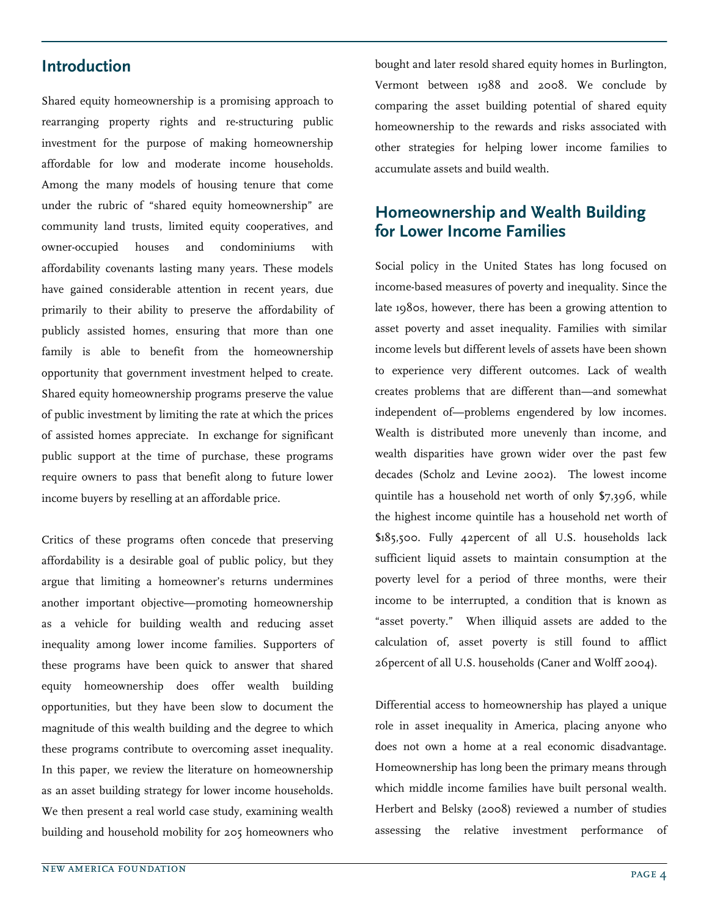## Introduction

Shared equity homeownership is a promising approach to rearranging property rights and re-structuring public investment for the purpose of making homeownership affordable for low and moderate income households. Among the many models of housing tenure that come under the rubric of "shared equity homeownership" are community land trusts, limited equity cooperatives, and owner-occupied houses and condominiums with affordability covenants lasting many years. These models have gained considerable attention in recent years, due primarily to their ability to preserve the affordability of publicly assisted homes, ensuring that more than one family is able to benefit from the homeownership opportunity that government investment helped to create. Shared equity homeownership programs preserve the value of public investment by limiting the rate at which the prices of assisted homes appreciate. In exchange for significant public support at the time of purchase, these programs require owners to pass that benefit along to future lower income buyers by reselling at an affordable price.

Critics of these programs often concede that preserving affordability is a desirable goal of public policy, but they argue that limiting a homeowner's returns undermines another important objective—promoting homeownership as a vehicle for building wealth and reducing asset inequality among lower income families. Supporters of these programs have been quick to answer that shared equity homeownership does offer wealth building opportunities, but they have been slow to document the magnitude of this wealth building and the degree to which these programs contribute to overcoming asset inequality. In this paper, we review the literature on homeownership as an asset building strategy for lower income households. We then present a real world case study, examining wealth building and household mobility for 205 homeowners who bought and later resold shared equity homes in Burlington, Vermont between 1988 and 2008. We conclude by comparing the asset building potential of shared equity homeownership to the rewards and risks associated with other strategies for helping lower income families to accumulate assets and build wealth.

## Homeownership and Wealth Building for Lower Income Families

Social policy in the United States has long focused on income-based measures of poverty and inequality. Since the late 1980s, however, there has been a growing attention to asset poverty and asset inequality. Families with similar income levels but different levels of assets have been shown to experience very different outcomes. Lack of wealth creates problems that are different than—and somewhat independent of—problems engendered by low incomes. Wealth is distributed more unevenly than income, and wealth disparities have grown wider over the past few decades (Scholz and Levine 2002). The lowest income quintile has a household net worth of only $7,396, while the highest income quintile has a household net worth of $185,500. Fully 42percent of all U.S. households lack sufficient liquid assets to maintain consumption at the poverty level for a period of three months, were their income to be interrupted, a condition that is known as "asset poverty." When illiquid assets are added to the calculation of, asset poverty is still found to afflict 26percent of all U.S. households (Caner and Wolff 2004).

Differential access to homeownership has played a unique role in asset inequality in America, placing anyone who does not own a home at a real economic disadvantage. Homeownership has long been the primary means through which middle income families have built personal wealth. Herbert and Belsky (2008) reviewed a number of studies assessing the relative investment performance of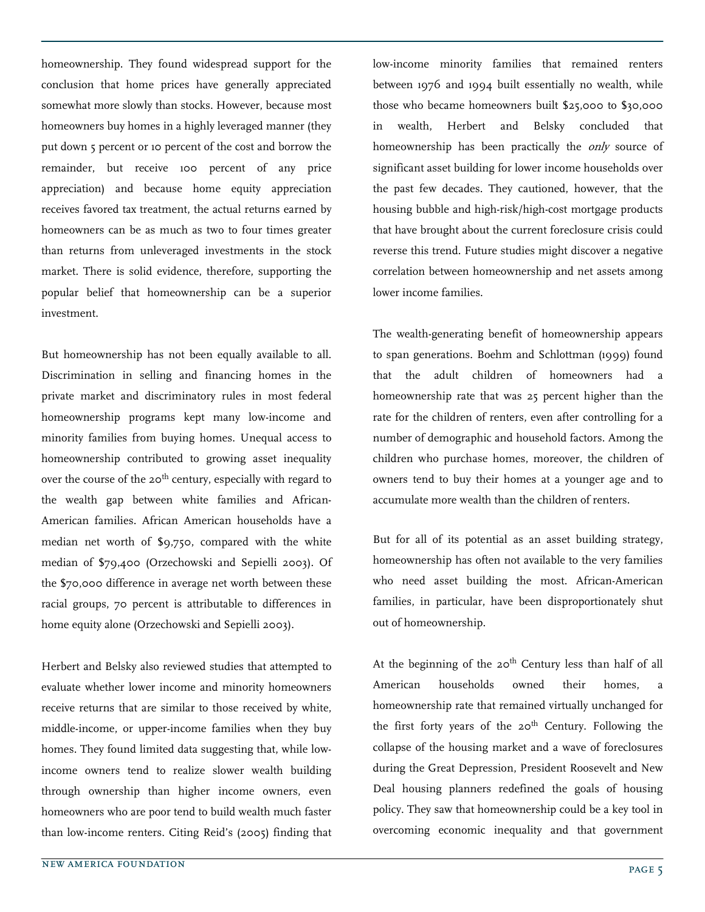homeownership. They found widespread support for the conclusion that home prices have generally appreciated somewhat more slowly than stocks. However, because most homeowners buy homes in a highly leveraged manner (they put down 5 percent or 10 percent of the cost and borrow the remainder, but receive 100 percent of any price appreciation) and because home equity appreciation receives favored tax treatment, the actual returns earned by homeowners can be as much as two to four times greater than returns from unleveraged investments in the stock market. There is solid evidence, therefore, supporting the popular belief that homeownership can be a superior investment.

But homeownership has not been equally available to all. Discrimination in selling and financing homes in the private market and discriminatory rules in most federal homeownership programs kept many low-income and minority families from buying homes. Unequal access to homeownership contributed to growing asset inequality over the course of the 20th century, especially with regard to the wealth gap between white families and African-American families. African American households have a median net worth of $9,750, compared with the white median of $79,400 (Orzechowski and Sepielli 2003). Of the $70,000 difference in average net worth between these racial groups, 70 percent is attributable to differences in home equity alone (Orzechowski and Sepielli 2003).

Herbert and Belsky also reviewed studies that attempted to evaluate whether lower income and minority homeowners receive returns that are similar to those received by white, middle-income, or upper-income families when they buy homes. They found limited data suggesting that, while low-income owners tend to realize slower wealth building through ownership than higher income owners, even homeowners who are poor tend to build wealth much faster than low-income renters. Citing Reid's (2005) finding that low-income minority families that remained renters between 1976 and 1994 built essentially no wealth, while those who became homeowners built $25,000 to $30,000 in wealth, Herbert and Belsky concluded that homeownership has been practically the *only* source of significant asset building for lower income households over the past few decades. They cautioned, however, that the housing bubble and high-risk/high-cost mortgage products that have brought about the current foreclosure crisis could reverse this trend. Future studies might discover a negative correlation between homeownership and net assets among lower income families.

The wealth-generating benefit of homeownership appears to span generations. Boehm and Schlottman (1999) found that the adult children of homeowners had a homeownership rate that was 25 percent higher than the rate for the children of renters, even after controlling for a number of demographic and household factors. Among the children who purchase homes, moreover, the children of owners tend to buy their homes at a younger age and to accumulate more wealth than the children of renters.

But for all of its potential as an asset building strategy, homeownership has often not available to the very families who need asset building the most. African-American families, in particular, have been disproportionately shut out of homeownership.

At the beginning of the 20th Century less than half of all American households owned their homes, a homeownership rate that remained virtually unchanged for the first forty years of the 20th Century. Following the collapse of the housing market and a wave of foreclosures during the Great Depression, President Roosevelt and New Deal housing planners redefined the goals of housing policy. They saw that homeownership could be a key tool in overcoming economic inequality and that government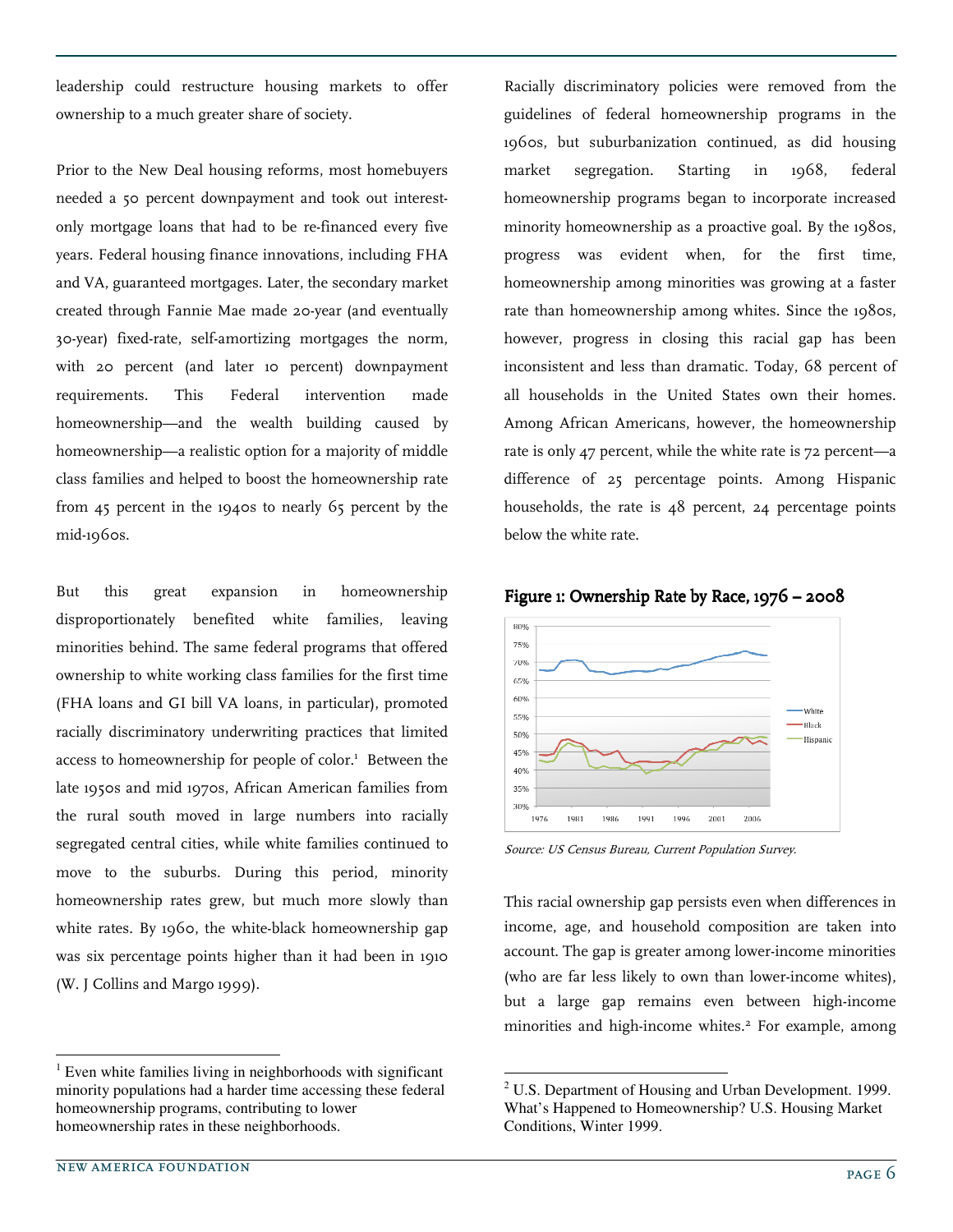leadership could restructure housing markets to offer ownership to a much greater share of society.

Prior to the New Deal housing reforms, most homebuyers needed a 50 percent downpayment and took out interest-only mortgage loans that had to be re-financed every five years. Federal housing finance innovations, including FHA and VA, guaranteed mortgages. Later, the secondary market created through Fannie Mae made 20-year (and eventually 30-year) fixed-rate, self-amortizing mortgages the norm, with 20 percent (and later 10 percent) downpayment requirements. This Federal intervention made homeownership—and the wealth building caused by homeownership—a realistic option for a majority of middle class families and helped to boost the homeownership rate from 45 percent in the 1940s to nearly 65 percent by the mid-1960s.

But this great expansion in homeownership disproportionately benefited white families, leaving minorities behind. The same federal programs that offered ownership to white working class families for the first time (FHA loans and GI bill VA loans, in particular), promoted racially discriminatory underwriting practices that limited access to homeownership for people of color.[1] Between the late 1950s and mid 1970s, African American families from the rural south moved in large numbers into racially segregated central cities, while white families continued to move to the suburbs. During this period, minority homeownership rates grew, but much more slowly than white rates. By 1960, the white-black homeownership gap was six percentage points higher than it had been in 1910 (W. J Collins and Margo 1999).

Racially discriminatory policies were removed from the guidelines of federal homeownership programs in the 1960s, but suburbanization continued, as did housing market segregation. Starting in 1968, federal homeownership programs began to incorporate increased minority homeownership as a proactive goal. By the 1980s, progress was evident when, for the first time, homeownership among minorities was growing at a faster rate than homeownership among whites. Since the 1980s, however, progress in closing this racial gap has been inconsistent and less than dramatic. Today, 68 percent of all households in the United States own their homes. Among African Americans, however, the homeownership rate is only 47 percent, while the white rate is 72 percent—a difference of 25 percentage points. Among Hispanic households, the rate is 48 percent, 24 percentage points below the white rate.

**Figure 1: Ownership Rate by Race, 1976 – 2008**

*Source: US Census Bureau, Current Population Survey.*

This racial ownership gap persists even when differences in income, age, and household composition are taken into account. The gap is greater among lower-income minorities (who are far less likely to own than lower-income whites), but a large gap remains even between high-income minorities and high-income whites.[2] For example, among

---

[1] Even white families living in neighborhoods with significant minority populations had a harder time accessing these federal homeownership programs, contributing to lower homeownership rates in these neighborhoods.

[2] U.S. Department of Housing and Urban Development. 1999. What's Happened to Homeownership? U.S. Housing Market Conditions, Winter 1999.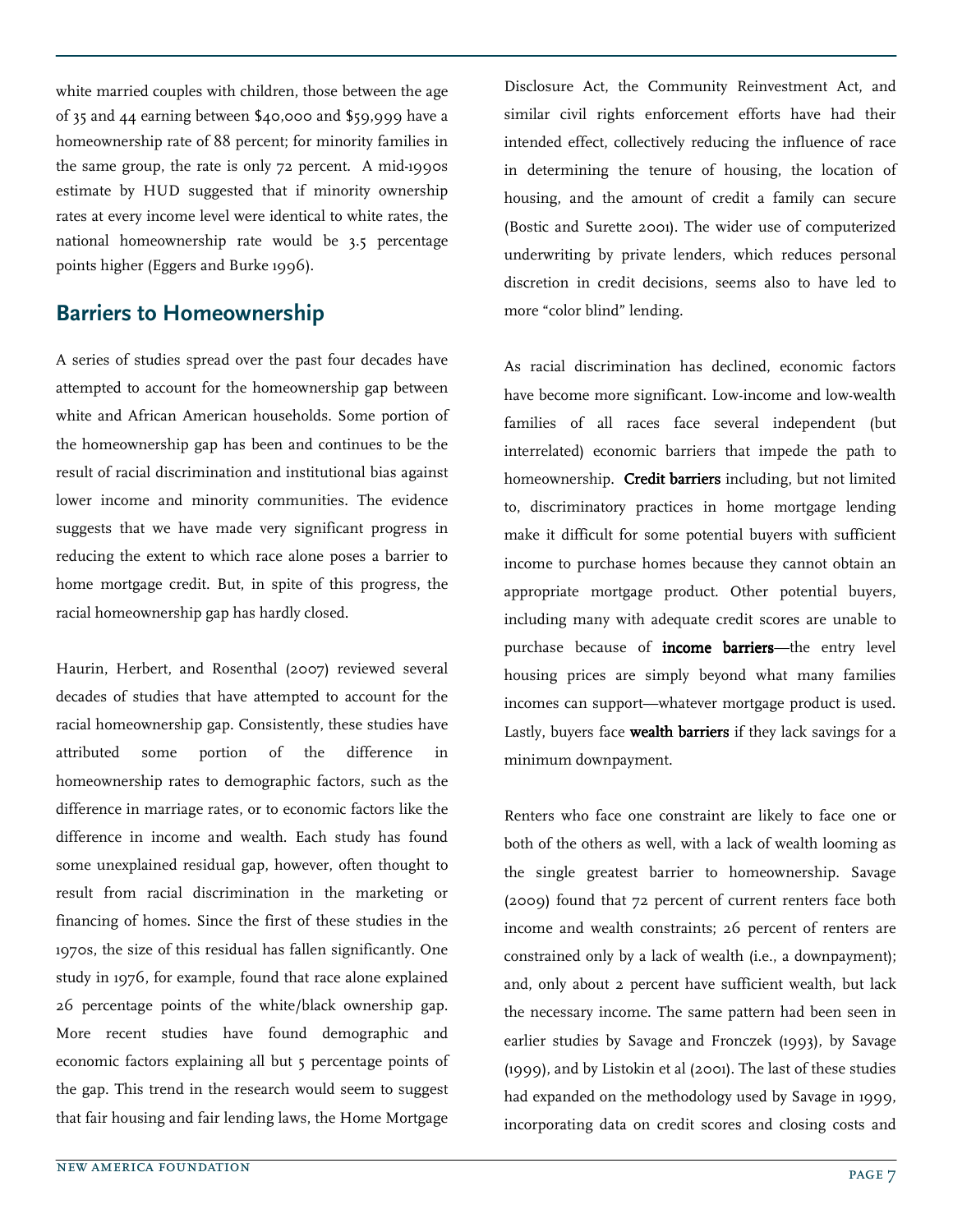white married couples with children, those between the age of 35 and 44 earning between $40,000 and $59,999 have a homeownership rate of 88 percent; for minority families in the same group, the rate is only 72 percent. A mid-1990s estimate by HUD suggested that if minority ownership rates at every income level were identical to white rates, the national homeownership rate would be 3.5 percentage points higher (Eggers and Burke 1996).

## Barriers to Homeownership

A series of studies spread over the past four decades have attempted to account for the homeownership gap between white and African American households. Some portion of the homeownership gap has been and continues to be the result of racial discrimination and institutional bias against lower income and minority communities. The evidence suggests that we have made very significant progress in reducing the extent to which race alone poses a barrier to home mortgage credit. But, in spite of this progress, the racial homeownership gap has hardly closed.

Haurin, Herbert, and Rosenthal (2007) reviewed several decades of studies that have attempted to account for the racial homeownership gap. Consistently, these studies have attributed some portion of the difference in homeownership rates to demographic factors, such as the difference in marriage rates, or to economic factors like the difference in income and wealth. Each study has found some unexplained residual gap, however, often thought to result from racial discrimination in the marketing or financing of homes. Since the first of these studies in the 1970s, the size of this residual has fallen significantly. One study in 1976, for example, found that race alone explained 26 percentage points of the white/black ownership gap. More recent studies have found demographic and economic factors explaining all but 5 percentage points of the gap. This trend in the research would seem to suggest that fair housing and fair lending laws, the Home Mortgage Disclosure Act, the Community Reinvestment Act, and similar civil rights enforcement efforts have had their intended effect, collectively reducing the influence of race in determining the tenure of housing, the location of housing, and the amount of credit a family can secure (Bostic and Surette 2001). The wider use of computerized underwriting by private lenders, which reduces personal discretion in credit decisions, seems also to have led to more "color blind" lending.

As racial discrimination has declined, economic factors have become more significant. Low-income and low-wealth families of all races face several independent (but interrelated) economic barriers that impede the path to homeownership. **Credit barriers** including, but not limited to, discriminatory practices in home mortgage lending make it difficult for some potential buyers with sufficient income to purchase homes because they cannot obtain an appropriate mortgage product. Other potential buyers, including many with adequate credit scores are unable to purchase because of **income barriers**—the entry level housing prices are simply beyond what many families incomes can support—whatever mortgage product is used. Lastly, buyers face **wealth barriers** if they lack savings for a minimum downpayment.

Renters who face one constraint are likely to face one or both of the others as well, with a lack of wealth looming as the single greatest barrier to homeownership. Savage (2009) found that 72 percent of current renters face both income and wealth constraints; 26 percent of renters are constrained only by a lack of wealth (i.e., a downpayment); and, only about 2 percent have sufficient wealth, but lack the necessary income. The same pattern had been seen in earlier studies by Savage and Fronczek (1993), by Savage (1999), and by Listokin et al (2001). The last of these studies had expanded on the methodology used by Savage in 1999, incorporating data on credit scores and closing costs and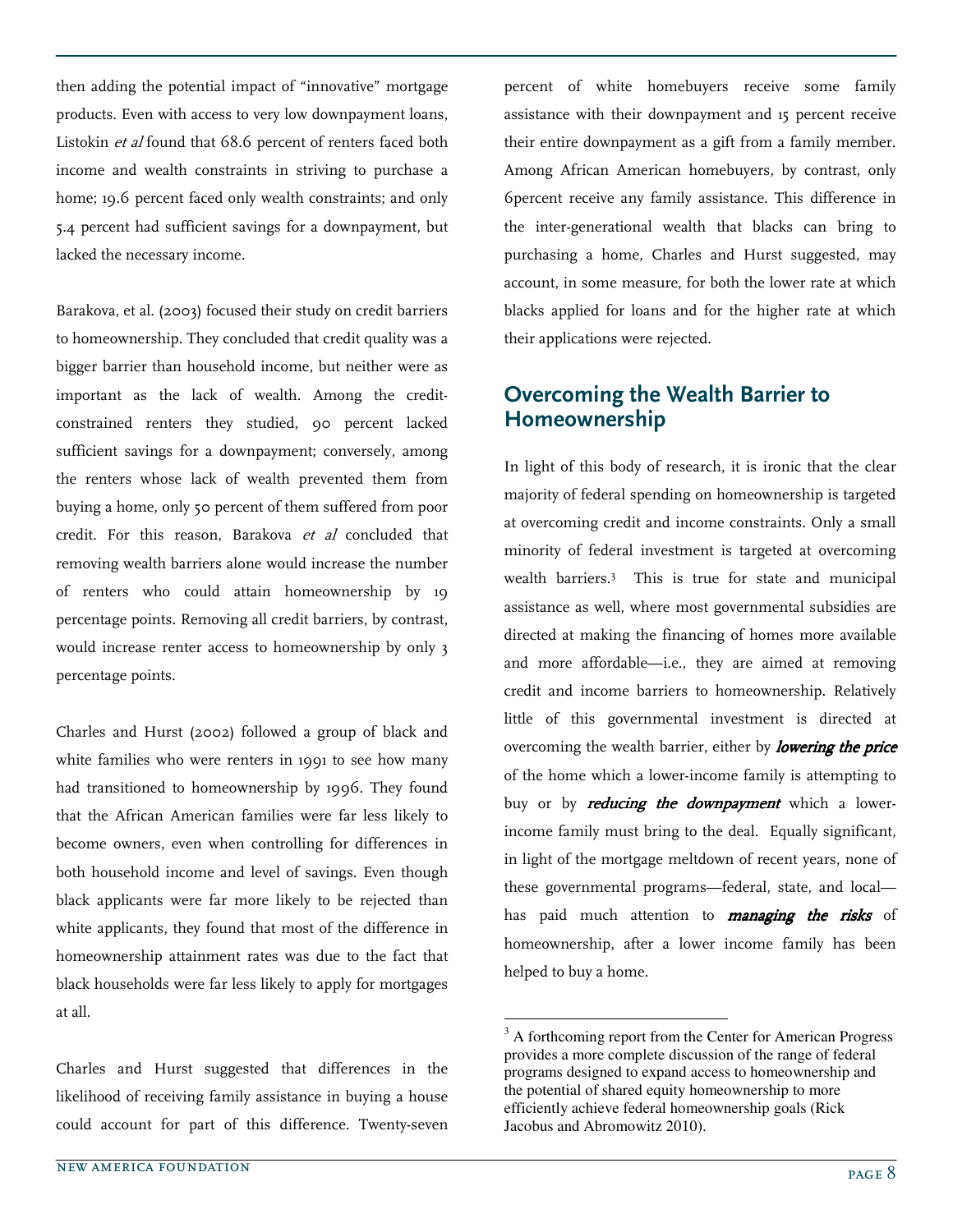then adding the potential impact of "innovative" mortgage products. Even with access to very low downpayment loans, Listokin *et al* found that 68.6 percent of renters faced both income and wealth constraints in striving to purchase a home; 19.6 percent faced only wealth constraints; and only 5.4 percent had sufficient savings for a downpayment, but lacked the necessary income.

Barakova, et al. (2003) focused their study on credit barriers to homeownership. They concluded that credit quality was a bigger barrier than household income, but neither were as important as the lack of wealth. Among the credit-constrained renters they studied, 90 percent lacked sufficient savings for a downpayment; conversely, among the renters whose lack of wealth prevented them from buying a home, only 50 percent of them suffered from poor credit. For this reason, Barakova *et al* concluded that removing wealth barriers alone would increase the number of renters who could attain homeownership by 19 percentage points. Removing all credit barriers, by contrast, would increase renter access to homeownership by only 3 percentage points.

Charles and Hurst (2002) followed a group of black and white families who were renters in 1991 to see how many had transitioned to homeownership by 1996. They found that the African American families were far less likely to become owners, even when controlling for differences in both household income and level of savings. Even though black applicants were far more likely to be rejected than white applicants, they found that most of the difference in homeownership attainment rates was due to the fact that black households were far less likely to apply for mortgages at all.

Charles and Hurst suggested that differences in the likelihood of receiving family assistance in buying a house could account for part of this difference. Twenty-seven percent of white homebuyers receive some family assistance with their downpayment and 15 percent receive their entire downpayment as a gift from a family member. Among African American homebuyers, by contrast, only 6percent receive any family assistance. This difference in the inter-generational wealth that blacks can bring to purchasing a home, Charles and Hurst suggested, may account, in some measure, for both the lower rate at which blacks applied for loans and for the higher rate at which their applications were rejected.

## Overcoming the Wealth Barrier to Homeownership

In light of this body of research, it is ironic that the clear majority of federal spending on homeownership is targeted at overcoming credit and income constraints. Only a small minority of federal investment is targeted at overcoming wealth barriers.[3] This is true for state and municipal assistance as well, where most governmental subsidies are directed at making the financing of homes more available and more affordable—i.e., they are aimed at removing credit and income barriers to homeownership. Relatively little of this governmental investment is directed at overcoming the wealth barrier, either by ***lowering the price*** of the home which a lower-income family is attempting to buy or by ***reducing the downpayment*** which a lower-income family must bring to the deal. Equally significant, in light of the mortgage meltdown of recent years, none of these governmental programs—federal, state, and local—has paid much attention to ***managing the risks*** of homeownership, after a lower income family has been helped to buy a home.

[3] A forthcoming report from the Center for American Progress provides a more complete discussion of the range of federal programs designed to expand access to homeownership and the potential of shared equity homeownership to more efficiently achieve federal homeownership goals (Rick Jacobus and Abromowitz 2010).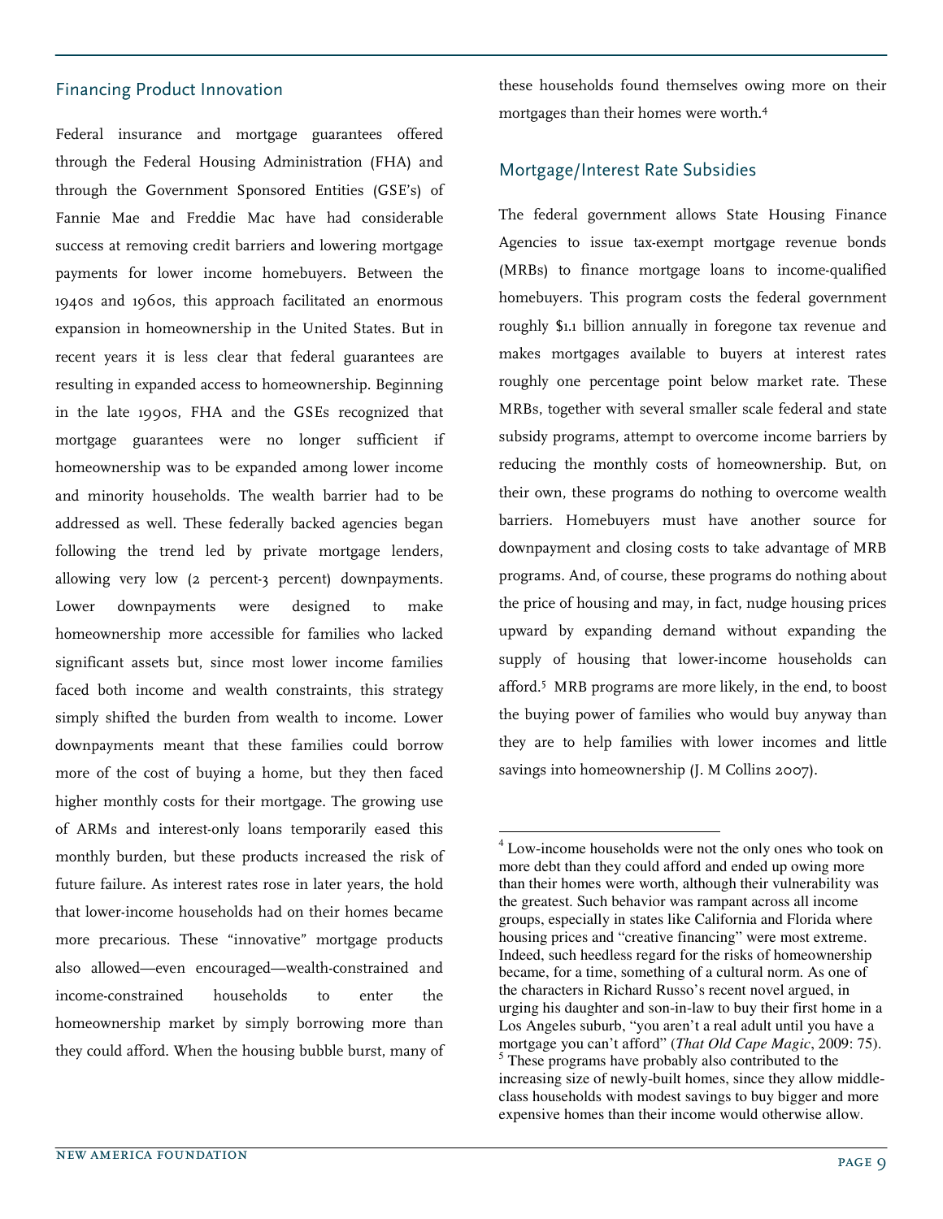## Financing Product Innovation

Federal insurance and mortgage guarantees offered through the Federal Housing Administration (FHA) and through the Government Sponsored Entities (GSE's) of Fannie Mae and Freddie Mac have had considerable success at removing credit barriers and lowering mortgage payments for lower income homebuyers. Between the 1940s and 1960s, this approach facilitated an enormous expansion in homeownership in the United States. But in recent years it is less clear that federal guarantees are resulting in expanded access to homeownership. Beginning in the late 1990s, FHA and the GSEs recognized that mortgage guarantees were no longer sufficient if homeownership was to be expanded among lower income and minority households. The wealth barrier had to be addressed as well. These federally backed agencies began following the trend led by private mortgage lenders, allowing very low (2 percent-3 percent) downpayments. Lower downpayments were designed to make homeownership more accessible for families who lacked significant assets but, since most lower income families faced both income and wealth constraints, this strategy simply shifted the burden from wealth to income. Lower downpayments meant that these families could borrow more of the cost of buying a home, but they then faced higher monthly costs for their mortgage. The growing use of ARMs and interest-only loans temporarily eased this monthly burden, but these products increased the risk of future failure. As interest rates rose in later years, the hold that lower-income households had on their homes became more precarious. These "innovative" mortgage products also allowed—even encouraged—wealth-constrained and income-constrained households to enter the homeownership market by simply borrowing more than they could afford. When the housing bubble burst, many of these households found themselves owing more on their mortgages than their homes were worth.[4]

## Mortgage/Interest Rate Subsidies

The federal government allows State Housing Finance Agencies to issue tax-exempt mortgage revenue bonds (MRBs) to finance mortgage loans to income-qualified homebuyers. This program costs the federal government roughly $1.1 billion annually in foregone tax revenue and makes mortgages available to buyers at interest rates roughly one percentage point below market rate. These MRBs, together with several smaller scale federal and state subsidy programs, attempt to overcome income barriers by reducing the monthly costs of homeownership. But, on their own, these programs do nothing to overcome wealth barriers. Homebuyers must have another source for downpayment and closing costs to take advantage of MRB programs. And, of course, these programs do nothing about the price of housing and may, in fact, nudge housing prices upward by expanding demand without expanding the supply of housing that lower-income households can afford.[5] MRB programs are more likely, in the end, to boost the buying power of families who would buy anyway than they are to help families with lower incomes and little savings into homeownership (J. M Collins 2007).

---

[4] Low-income households were not the only ones who took on more debt than they could afford and ended up owing more than their homes were worth, although their vulnerability was the greatest. Such behavior was rampant across all income groups, especially in states like California and Florida where housing prices and "creative financing" were most extreme. Indeed, such heedless regard for the risks of homeownership became, for a time, something of a cultural norm. As one of the characters in Richard Russo's recent novel argued, in urging his daughter and son-in-law to buy their first home in a Los Angeles suburb, "you aren't a real adult until you have a mortgage you can't afford" (*That Old Cape Magic*, 2009: 75).

[5] These programs have probably also contributed to the increasing size of newly-built homes, since they allow middle-class households with modest savings to buy bigger and more expensive homes than their income would otherwise allow.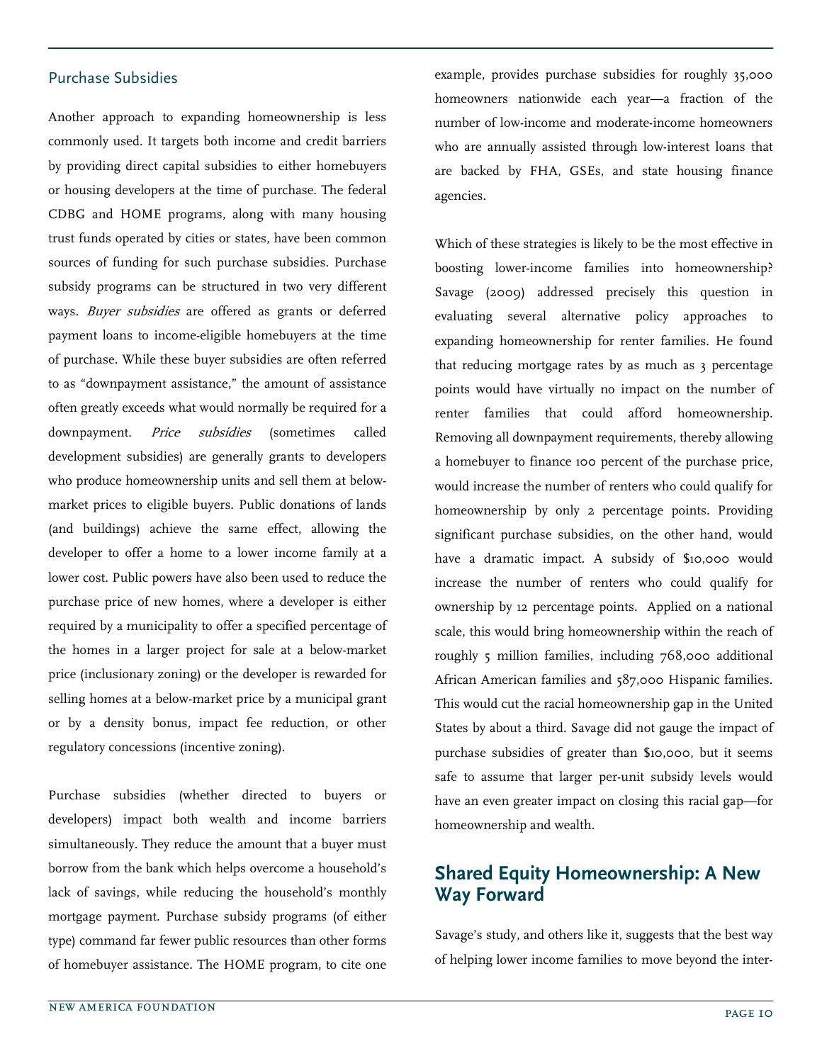### Purchase Subsidies

Another approach to expanding homeownership is less commonly used. It targets both income and credit barriers by providing direct capital subsidies to either homebuyers or housing developers at the time of purchase. The federal CDBG and HOME programs, along with many housing trust funds operated by cities or states, have been common sources of funding for such purchase subsidies. Purchase subsidy programs can be structured in two very different ways. *Buyer subsidies* are offered as grants or deferred payment loans to income-eligible homebuyers at the time of purchase. While these buyer subsidies are often referred to as "downpayment assistance," the amount of assistance often greatly exceeds what would normally be required for a downpayment. *Price subsidies* (sometimes called development subsidies) are generally grants to developers who produce homeownership units and sell them at below-market prices to eligible buyers. Public donations of lands (and buildings) achieve the same effect, allowing the developer to offer a home to a lower income family at a lower cost. Public powers have also been used to reduce the purchase price of new homes, where a developer is either required by a municipality to offer a specified percentage of the homes in a larger project for sale at a below-market price (inclusionary zoning) or the developer is rewarded for selling homes at a below-market price by a municipal grant or by a density bonus, impact fee reduction, or other regulatory concessions (incentive zoning).

Purchase subsidies (whether directed to buyers or developers) impact both wealth and income barriers simultaneously. They reduce the amount that a buyer must borrow from the bank which helps overcome a household's lack of savings, while reducing the household's monthly mortgage payment. Purchase subsidy programs (of either type) command far fewer public resources than other forms of homebuyer assistance. The HOME program, to cite one example, provides purchase subsidies for roughly 35,000 homeowners nationwide each year—a fraction of the number of low-income and moderate-income homeowners who are annually assisted through low-interest loans that are backed by FHA, GSEs, and state housing finance agencies.

Which of these strategies is likely to be the most effective in boosting lower-income families into homeownership? Savage (2009) addressed precisely this question in evaluating several alternative policy approaches to expanding homeownership for renter families. He found that reducing mortgage rates by as much as 3 percentage points would have virtually no impact on the number of renter families that could afford homeownership. Removing all downpayment requirements, thereby allowing a homebuyer to finance 100 percent of the purchase price, would increase the number of renters who could qualify for homeownership by only 2 percentage points. Providing significant purchase subsidies, on the other hand, would have a dramatic impact. A subsidy of $10,000 would increase the number of renters who could qualify for ownership by 12 percentage points. Applied on a national scale, this would bring homeownership within the reach of roughly 5 million families, including 768,000 additional African American families and 587,000 Hispanic families. This would cut the racial homeownership gap in the United States by about a third. Savage did not gauge the impact of purchase subsidies of greater than $10,000, but it seems safe to assume that larger per-unit subsidy levels would have an even greater impact on closing this racial gap—for homeownership and wealth.

## Shared Equity Homeownership: A New Way Forward

Savage's study, and others like it, suggests that the best way of helping lower income families to move beyond the inter-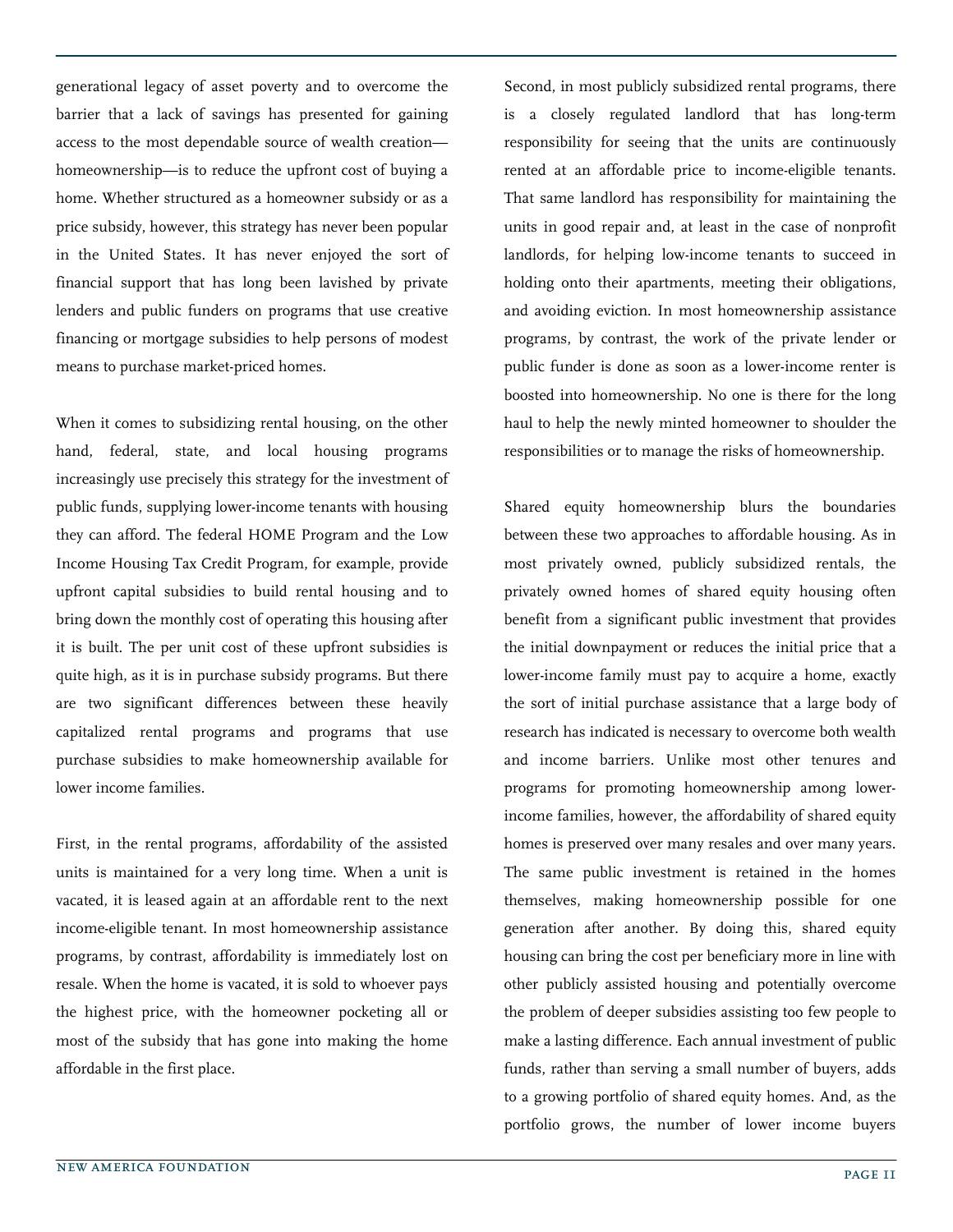generational legacy of asset poverty and to overcome the barrier that a lack of savings has presented for gaining access to the most dependable source of wealth creation—homeownership—is to reduce the upfront cost of buying a home. Whether structured as a homeowner subsidy or as a price subsidy, however, this strategy has never been popular in the United States. It has never enjoyed the sort of financial support that has long been lavished by private lenders and public funders on programs that use creative financing or mortgage subsidies to help persons of modest means to purchase market-priced homes.

When it comes to subsidizing rental housing, on the other hand, federal, state, and local housing programs increasingly use precisely this strategy for the investment of public funds, supplying lower-income tenants with housing they can afford. The federal HOME Program and the Low Income Housing Tax Credit Program, for example, provide upfront capital subsidies to build rental housing and to bring down the monthly cost of operating this housing after it is built. The per unit cost of these upfront subsidies is quite high, as it is in purchase subsidy programs. But there are two significant differences between these heavily capitalized rental programs and programs that use purchase subsidies to make homeownership available for lower income families.

First, in the rental programs, affordability of the assisted units is maintained for a very long time. When a unit is vacated, it is leased again at an affordable rent to the next income-eligible tenant. In most homeownership assistance programs, by contrast, affordability is immediately lost on resale. When the home is vacated, it is sold to whoever pays the highest price, with the homeowner pocketing all or most of the subsidy that has gone into making the home affordable in the first place.

Second, in most publicly subsidized rental programs, there is a closely regulated landlord that has long-term responsibility for seeing that the units are continuously rented at an affordable price to income-eligible tenants. That same landlord has responsibility for maintaining the units in good repair and, at least in the case of nonprofit landlords, for helping low-income tenants to succeed in holding onto their apartments, meeting their obligations, and avoiding eviction. In most homeownership assistance programs, by contrast, the work of the private lender or public funder is done as soon as a lower-income renter is boosted into homeownership. No one is there for the long haul to help the newly minted homeowner to shoulder the responsibilities or to manage the risks of homeownership.

Shared equity homeownership blurs the boundaries between these two approaches to affordable housing. As in most privately owned, publicly subsidized rentals, the privately owned homes of shared equity housing often benefit from a significant public investment that provides the initial downpayment or reduces the initial price that a lower-income family must pay to acquire a home, exactly the sort of initial purchase assistance that a large body of research has indicated is necessary to overcome both wealth and income barriers. Unlike most other tenures and programs for promoting homeownership among lower-income families, however, the affordability of shared equity homes is preserved over many resales and over many years. The same public investment is retained in the homes themselves, making homeownership possible for one generation after another. By doing this, shared equity housing can bring the cost per beneficiary more in line with other publicly assisted housing and potentially overcome the problem of deeper subsidies assisting too few people to make a lasting difference. Each annual investment of public funds, rather than serving a small number of buyers, adds to a growing portfolio of shared equity homes. And, as the portfolio grows, the number of lower income buyers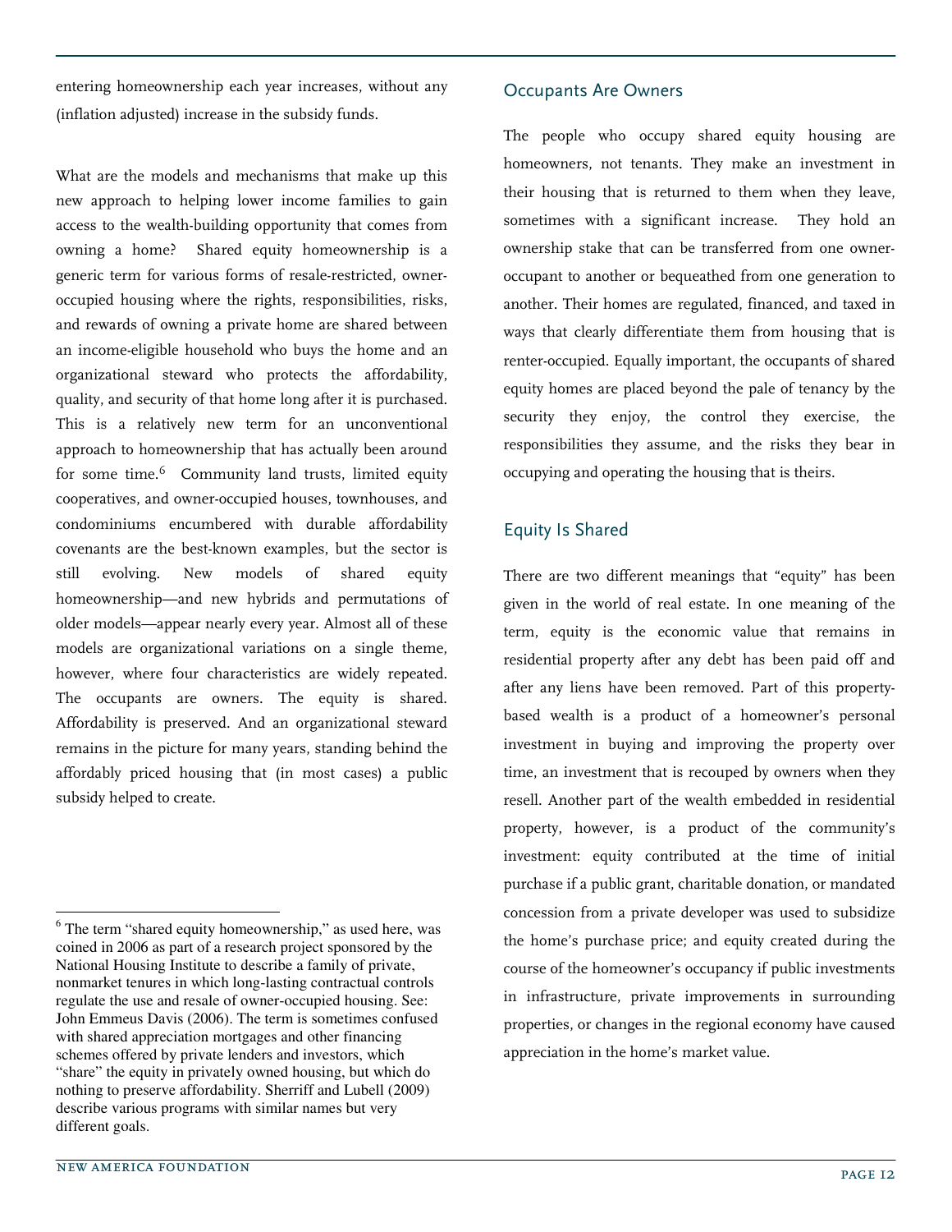entering homeownership each year increases, without any (inflation adjusted) increase in the subsidy funds.

What are the models and mechanisms that make up this new approach to helping lower income families to gain access to the wealth-building opportunity that comes from owning a home? Shared equity homeownership is a generic term for various forms of resale-restricted, owner-occupied housing where the rights, responsibilities, risks, and rewards of owning a private home are shared between an income-eligible household who buys the home and an organizational steward who protects the affordability, quality, and security of that home long after it is purchased. This is a relatively new term for an unconventional approach to homeownership that has actually been around for some time.[6] Community land trusts, limited equity cooperatives, and owner-occupied houses, townhouses, and condominiums encumbered with durable affordability covenants are the best-known examples, but the sector is still evolving. New models of shared equity homeownership—and new hybrids and permutations of older models—appear nearly every year. Almost all of these models are organizational variations on a single theme, however, where four characteristics are widely repeated. The occupants are owners. The equity is shared. Affordability is preserved. And an organizational steward remains in the picture for many years, standing behind the affordably priced housing that (in most cases) a public subsidy helped to create.

## Occupants Are Owners

The people who occupy shared equity housing are homeowners, not tenants. They make an investment in their housing that is returned to them when they leave, sometimes with a significant increase. They hold an ownership stake that can be transferred from one owner-occupant to another or bequeathed from one generation to another. Their homes are regulated, financed, and taxed in ways that clearly differentiate them from housing that is renter-occupied. Equally important, the occupants of shared equity homes are placed beyond the pale of tenancy by the security they enjoy, the control they exercise, the responsibilities they assume, and the risks they bear in occupying and operating the housing that is theirs.

## Equity Is Shared

There are two different meanings that "equity" has been given in the world of real estate. In one meaning of the term, equity is the economic value that remains in residential property after any debt has been paid off and after any liens have been removed. Part of this property-based wealth is a product of a homeowner's personal investment in buying and improving the property over time, an investment that is recouped by owners when they resell. Another part of the wealth embedded in residential property, however, is a product of the community's investment: equity contributed at the time of initial purchase if a public grant, charitable donation, or mandated concession from a private developer was used to subsidize the home's purchase price; and equity created during the course of the homeowner's occupancy if public investments in infrastructure, private improvements in surrounding properties, or changes in the regional economy have caused appreciation in the home's market value.

---

[6] The term "shared equity homeownership," as used here, was coined in 2006 as part of a research project sponsored by the National Housing Institute to describe a family of private, nonmarket tenures in which long-lasting contractual controls regulate the use and resale of owner-occupied housing. See: John Emmeus Davis (2006). The term is sometimes confused with shared appreciation mortgages and other financing schemes offered by private lenders and investors, which "share" the equity in privately owned housing, but which do nothing to preserve affordability. Sherriff and Lubell (2009) describe various programs with similar names but very different goals.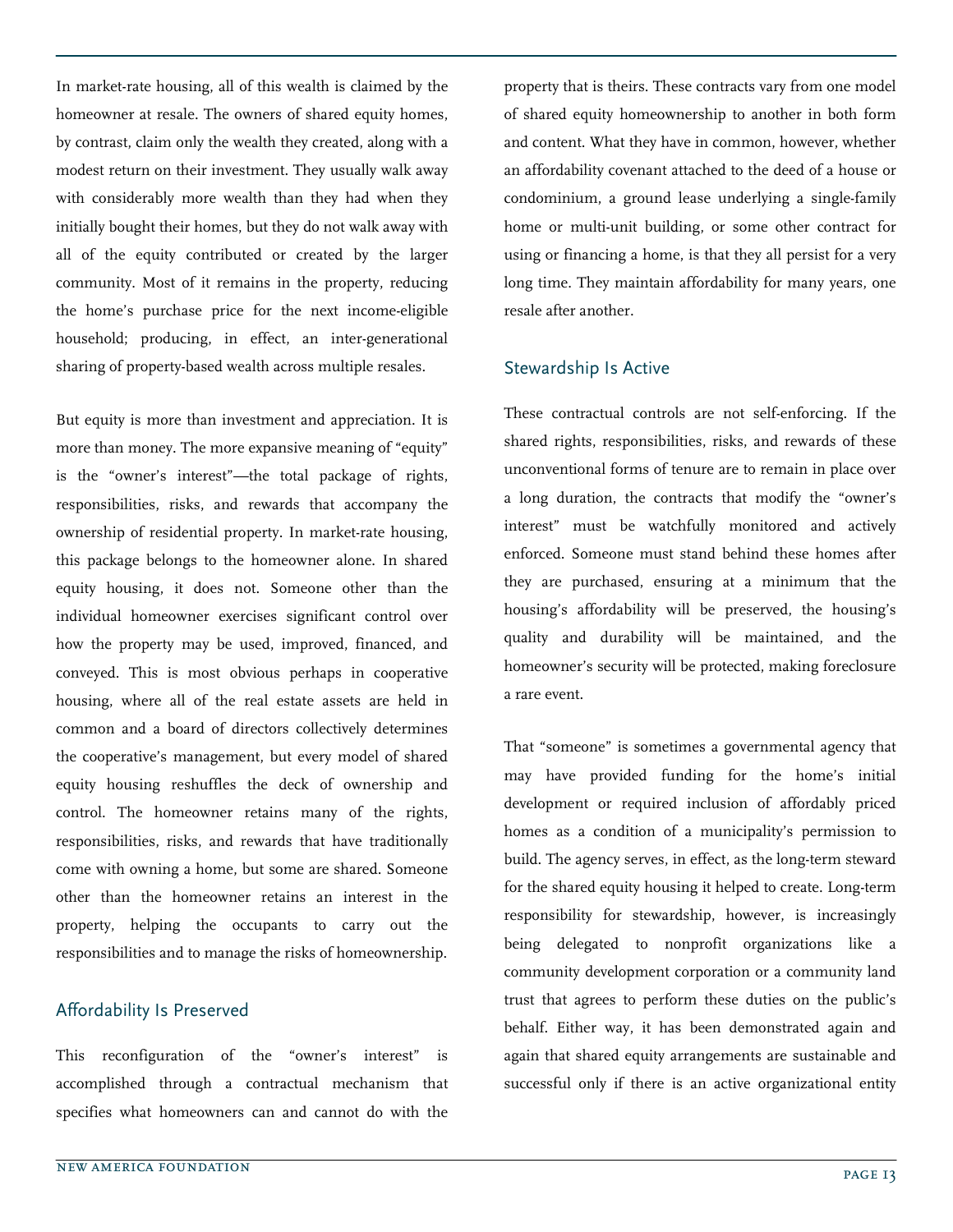In market-rate housing, all of this wealth is claimed by the homeowner at resale. The owners of shared equity homes, by contrast, claim only the wealth they created, along with a modest return on their investment. They usually walk away with considerably more wealth than they had when they initially bought their homes, but they do not walk away with all of the equity contributed or created by the larger community. Most of it remains in the property, reducing the home's purchase price for the next income-eligible household; producing, in effect, an inter-generational sharing of property-based wealth across multiple resales.

But equity is more than investment and appreciation. It is more than money. The more expansive meaning of "equity" is the "owner's interest"—the total package of rights, responsibilities, risks, and rewards that accompany the ownership of residential property. In market-rate housing, this package belongs to the homeowner alone. In shared equity housing, it does not. Someone other than the individual homeowner exercises significant control over how the property may be used, improved, financed, and conveyed. This is most obvious perhaps in cooperative housing, where all of the real estate assets are held in common and a board of directors collectively determines the cooperative's management, but every model of shared equity housing reshuffles the deck of ownership and control. The homeowner retains many of the rights, responsibilities, risks, and rewards that have traditionally come with owning a home, but some are shared. Someone other than the homeowner retains an interest in the property, helping the occupants to carry out the responsibilities and to manage the risks of homeownership.

## Affordability Is Preserved

This reconfiguration of the "owner's interest" is accomplished through a contractual mechanism that specifies what homeowners can and cannot do with the property that is theirs. These contracts vary from one model of shared equity homeownership to another in both form and content. What they have in common, however, whether an affordability covenant attached to the deed of a house or condominium, a ground lease underlying a single-family home or multi-unit building, or some other contract for using or financing a home, is that they all persist for a very long time. They maintain affordability for many years, one resale after another.

## Stewardship Is Active

These contractual controls are not self-enforcing. If the shared rights, responsibilities, risks, and rewards of these unconventional forms of tenure are to remain in place over a long duration, the contracts that modify the "owner's interest" must be watchfully monitored and actively enforced. Someone must stand behind these homes after they are purchased, ensuring at a minimum that the housing's affordability will be preserved, the housing's quality and durability will be maintained, and the homeowner's security will be protected, making foreclosure a rare event.

That "someone" is sometimes a governmental agency that may have provided funding for the home's initial development or required inclusion of affordably priced homes as a condition of a municipality's permission to build. The agency serves, in effect, as the long-term steward for the shared equity housing it helped to create. Long-term responsibility for stewardship, however, is increasingly being delegated to nonprofit organizations like a community development corporation or a community land trust that agrees to perform these duties on the public's behalf. Either way, it has been demonstrated again and again that shared equity arrangements are sustainable and successful only if there is an active organizational entity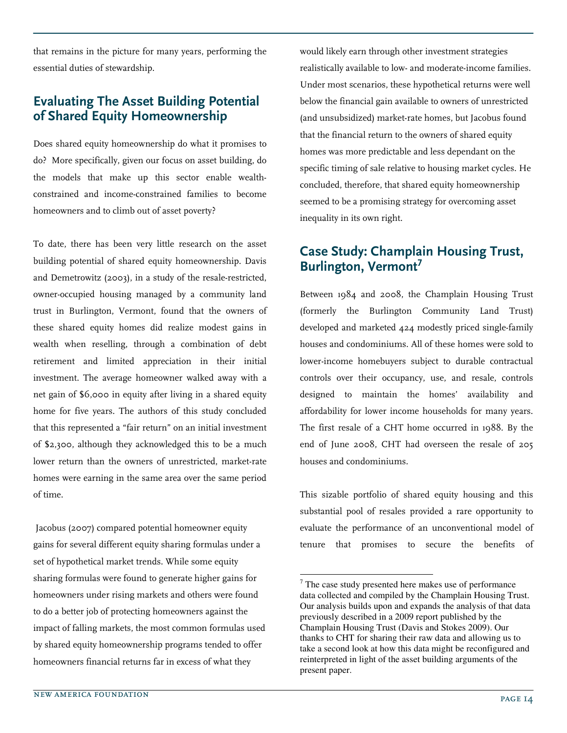that remains in the picture for many years, performing the essential duties of stewardship.

## Evaluating The Asset Building Potential of Shared Equity Homeownership

Does shared equity homeownership do what it promises to do? More specifically, given our focus on asset building, do the models that make up this sector enable wealth-constrained and income-constrained families to become homeowners and to climb out of asset poverty?

To date, there has been very little research on the asset building potential of shared equity homeownership. Davis and Demetrowitz (2003), in a study of the resale-restricted, owner-occupied housing managed by a community land trust in Burlington, Vermont, found that the owners of these shared equity homes did realize modest gains in wealth when reselling, through a combination of debt retirement and limited appreciation in their initial investment. The average homeowner walked away with a net gain of $6,000 in equity after living in a shared equity home for five years. The authors of this study concluded that this represented a "fair return" on an initial investment of $2,300, although they acknowledged this to be a much lower return than the owners of unrestricted, market-rate homes were earning in the same area over the same period of time.

Jacobus (2007) compared potential homeowner equity gains for several different equity sharing formulas under a set of hypothetical market trends. While some equity sharing formulas were found to generate higher gains for homeowners under rising markets and others were found to do a better job of protecting homeowners against the impact of falling markets, the most common formulas used by shared equity homeownership programs tended to offer homeowners financial returns far in excess of what they would likely earn through other investment strategies realistically available to low- and moderate-income families. Under most scenarios, these hypothetical returns were well below the financial gain available to owners of unrestricted (and unsubsidized) market-rate homes, but Jacobus found that the financial return to the owners of shared equity homes was more predictable and less dependant on the specific timing of sale relative to housing market cycles. He concluded, therefore, that shared equity homeownership seemed to be a promising strategy for overcoming asset inequality in its own right.

## Case Study: Champlain Housing Trust, Burlington, Vermont[7]

Between 1984 and 2008, the Champlain Housing Trust (formerly the Burlington Community Land Trust) developed and marketed 424 modestly priced single-family houses and condominiums. All of these homes were sold to lower-income homebuyers subject to durable contractual controls over their occupancy, use, and resale, controls designed to maintain the homes' availability and affordability for lower income households for many years. The first resale of a CHT home occurred in 1988. By the end of June 2008, CHT had overseen the resale of 205 houses and condominiums.

This sizable portfolio of shared equity housing and this substantial pool of resales provided a rare opportunity to evaluate the performance of an unconventional model of tenure that promises to secure the benefits of

[7] The case study presented here makes use of performance data collected and compiled by the Champlain Housing Trust. Our analysis builds upon and expands the analysis of that data previously described in a 2009 report published by the Champlain Housing Trust (Davis and Stokes 2009). Our thanks to CHT for sharing their raw data and allowing us to take a second look at how this data might be reconfigured and reinterpreted in light of the asset building arguments of the present paper.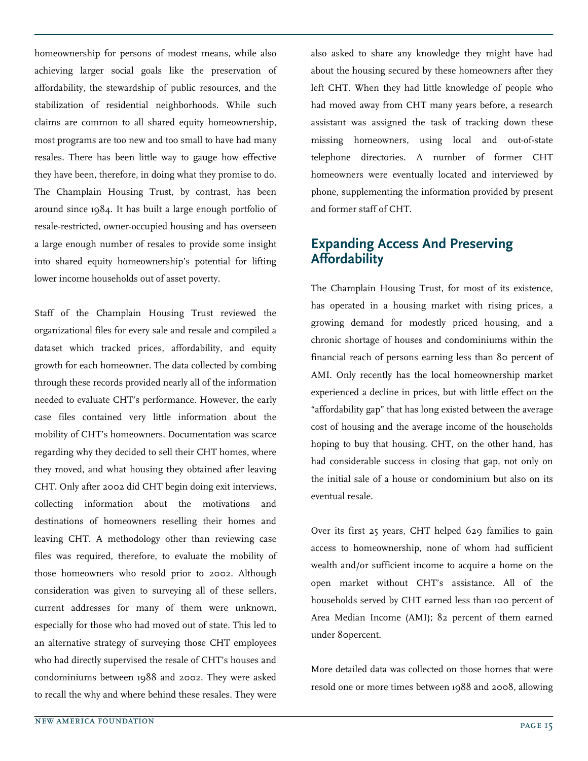homeownership for persons of modest means, while also achieving larger social goals like the preservation of affordability, the stewardship of public resources, and the stabilization of residential neighborhoods. While such claims are common to all shared equity homeownership, most programs are too new and too small to have had many resales. There has been little way to gauge how effective they have been, therefore, in doing what they promise to do. The Champlain Housing Trust, by contrast, has been around since 1984. It has built a large enough portfolio of resale-restricted, owner-occupied housing and has overseen a large enough number of resales to provide some insight into shared equity homeownership's potential for lifting lower income households out of asset poverty.

Staff of the Champlain Housing Trust reviewed the organizational files for every sale and resale and compiled a dataset which tracked prices, affordability, and equity growth for each homeowner. The data collected by combing through these records provided nearly all of the information needed to evaluate CHT's performance. However, the early case files contained very little information about the mobility of CHT's homeowners. Documentation was scarce regarding why they decided to sell their CHT homes, where they moved, and what housing they obtained after leaving CHT. Only after 2002 did CHT begin doing exit interviews, collecting information about the motivations and destinations of homeowners reselling their homes and leaving CHT. A methodology other than reviewing case files was required, therefore, to evaluate the mobility of those homeowners who resold prior to 2002. Although consideration was given to surveying all of these sellers, current addresses for many of them were unknown, especially for those who had moved out of state. This led to an alternative strategy of surveying those CHT employees who had directly supervised the resale of CHT's houses and condominiums between 1988 and 2002. They were asked to recall the why and where behind these resales. They were also asked to share any knowledge they might have had about the housing secured by these homeowners after they left CHT. When they had little knowledge of people who had moved away from CHT many years before, a research assistant was assigned the task of tracking down these missing homeowners, using local and out-of-state telephone directories. A number of former CHT homeowners were eventually located and interviewed by phone, supplementing the information provided by present and former staff of CHT.

## Expanding Access And Preserving Affordability

The Champlain Housing Trust, for most of its existence, has operated in a housing market with rising prices, a growing demand for modestly priced housing, and a chronic shortage of houses and condominiums within the financial reach of persons earning less than 80 percent of AMI. Only recently has the local homeownership market experienced a decline in prices, but with little effect on the "affordability gap" that has long existed between the average cost of housing and the average income of the households hoping to buy that housing. CHT, on the other hand, has had considerable success in closing that gap, not only on the initial sale of a house or condominium but also on its eventual resale.

Over its first 25 years, CHT helped 629 families to gain access to homeownership, none of whom had sufficient wealth and/or sufficient income to acquire a home on the open market without CHT's assistance. All of the households served by CHT earned less than 100 percent of Area Median Income (AMI); 82 percent of them earned under 80percent.

More detailed data was collected on those homes that were resold one or more times between 1988 and 2008, allowing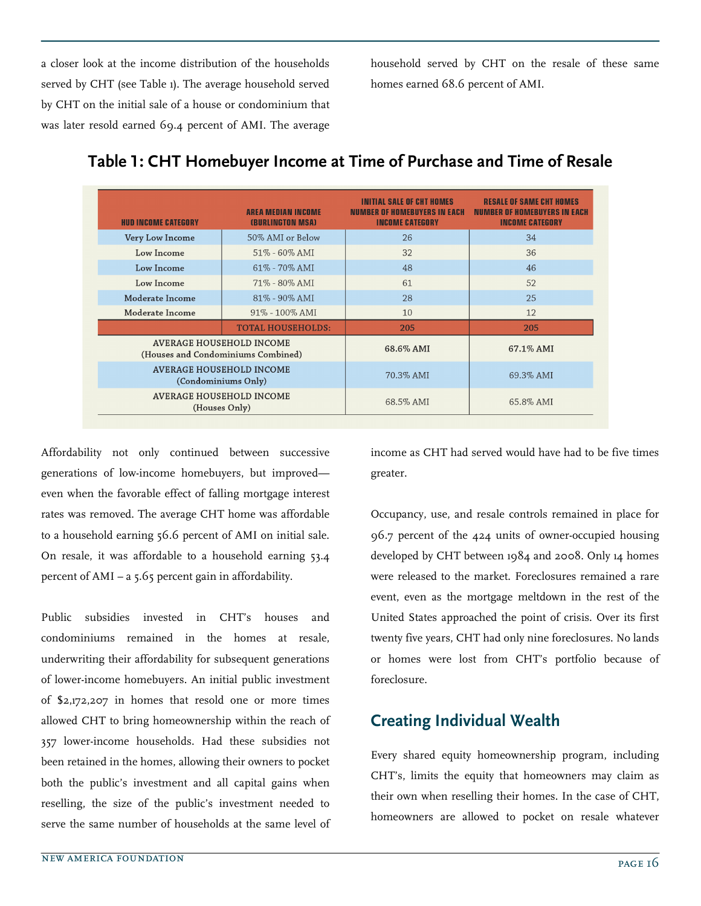a closer look at the income distribution of the households served by CHT (see Table 1). The average household served by CHT on the initial sale of a house or condominium that was later resold earned 69.4 percent of AMI. The average household served by CHT on the resale of these same homes earned 68.6 percent of AMI.

## Table 1: CHT Homebuyer Income at Time of Purchase and Time of Resale

| HUD INCOME CATEGORY | AREA MEDIAN INCOME (BURLINGTON MSA) | INITIAL SALE OF CHT HOMES NUMBER OF HOMEBUYERS IN EACH INCOME CATEGORY | RESALE OF SAME CHT HOMES NUMBER OF HOMEBUYERS IN EACH INCOME CATEGORY |
|---|---|---|---|
| Very Low Income | 50% AMI or Below | 26 | 34 |
| Low Income | 51% - 60% AMI | 32 | 36 |
| Low Income | 61% - 70% AMI | 48 | 46 |
| Low Income | 71% - 80% AMI | 61 | 52 |
| Moderate Income | 81% - 90% AMI | 28 | 25 |
| Moderate Income | 91% - 100% AMI | 10 | 12 |
| | TOTAL HOUSEHOLDS: | 205 | 205 |
| AVERAGE HOUSEHOLD INCOME (Houses and Condominiums Combined) | | 68.6% AMI | 67.1% AMI |
| AVERAGE HOUSEHOLD INCOME (Condominiums Only) | | 70.3% AMI | 69.3% AMI |
| AVERAGE HOUSEHOLD INCOME (Houses Only) | | 68.5% AMI | 65.8% AMI |

Affordability not only continued between successive generations of low-income homebuyers, but improved—even when the favorable effect of falling mortgage interest rates was removed. The average CHT home was affordable to a household earning 56.6 percent of AMI on initial sale. On resale, it was affordable to a household earning 53.4 percent of AMI – a 5.65 percent gain in affordability.

Public subsidies invested in CHT's houses and condominiums remained in the homes at resale, underwriting their affordability for subsequent generations of lower-income homebuyers. An initial public investment of $2,172,207 in homes that resold one or more times allowed CHT to bring homeownership within the reach of 357 lower-income households. Had these subsidies not been retained in the homes, allowing their owners to pocket both the public's investment and all capital gains when reselling, the size of the public's investment needed to serve the same number of households at the same level of income as CHT had served would have had to be five times greater.

Occupancy, use, and resale controls remained in place for 96.7 percent of the 424 units of owner-occupied housing developed by CHT between 1984 and 2008. Only 14 homes were released to the market. Foreclosures remained a rare event, even as the mortgage meltdown in the rest of the United States approached the point of crisis. Over its first twenty five years, CHT had only nine foreclosures. No lands or homes were lost from CHT's portfolio because of foreclosure.

## Creating Individual Wealth

Every shared equity homeownership program, including CHT's, limits the equity that homeowners may claim as their own when reselling their homes. In the case of CHT, homeowners are allowed to pocket on resale whatever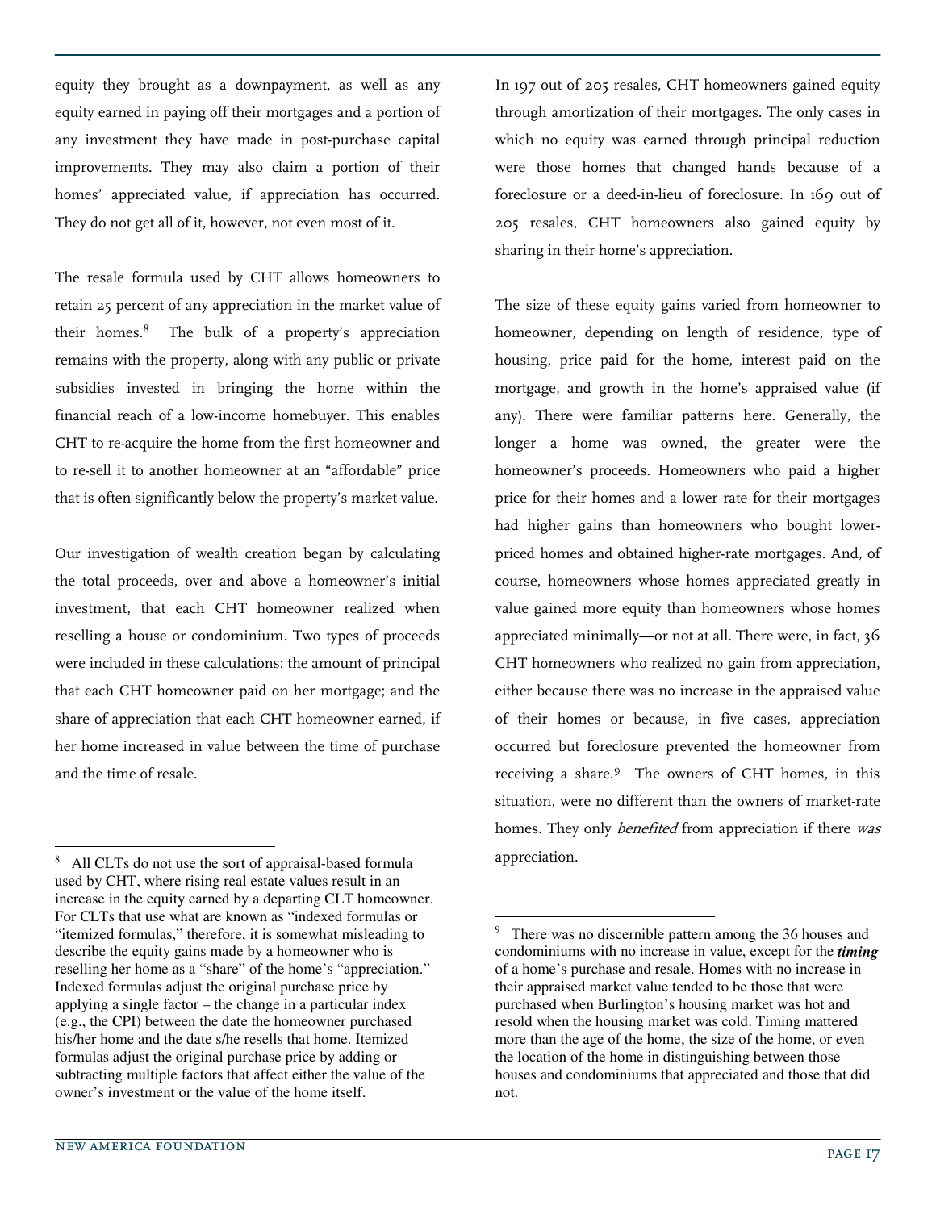equity they brought as a downpayment, as well as any equity earned in paying off their mortgages and a portion of any investment they have made in post-purchase capital improvements. They may also claim a portion of their homes' appreciated value, if appreciation has occurred. They do not get all of it, however, not even most of it.

The resale formula used by CHT allows homeowners to retain 25 percent of any appreciation in the market value of their homes.[8] The bulk of a property's appreciation remains with the property, along with any public or private subsidies invested in bringing the home within the financial reach of a low-income homebuyer. This enables CHT to re-acquire the home from the first homeowner and to re-sell it to another homeowner at an "affordable" price that is often significantly below the property's market value.

Our investigation of wealth creation began by calculating the total proceeds, over and above a homeowner's initial investment, that each CHT homeowner realized when reselling a house or condominium. Two types of proceeds were included in these calculations: the amount of principal that each CHT homeowner paid on her mortgage; and the share of appreciation that each CHT homeowner earned, if her home increased in value between the time of purchase and the time of resale.

In 197 out of 205 resales, CHT homeowners gained equity through amortization of their mortgages. The only cases in which no equity was earned through principal reduction were those homes that changed hands because of a foreclosure or a deed-in-lieu of foreclosure. In 169 out of 205 resales, CHT homeowners also gained equity by sharing in their home's appreciation.

The size of these equity gains varied from homeowner to homeowner, depending on length of residence, type of housing, price paid for the home, interest paid on the mortgage, and growth in the home's appraised value (if any). There were familiar patterns here. Generally, the longer a home was owned, the greater were the homeowner's proceeds. Homeowners who paid a higher price for their homes and a lower rate for their mortgages had higher gains than homeowners who bought lower-priced homes and obtained higher-rate mortgages. And, of course, homeowners whose homes appreciated greatly in value gained more equity than homeowners whose homes appreciated minimally—or not at all. There were, in fact, 36 CHT homeowners who realized no gain from appreciation, either because there was no increase in the appraised value of their homes or because, in five cases, appreciation occurred but foreclosure prevented the homeowner from receiving a share.[9] The owners of CHT homes, in this situation, were no different than the owners of market-rate homes. They only *benefited* from appreciation if there *was* appreciation.

---

[8] All CLTs do not use the sort of appraisal-based formula used by CHT, where rising real estate values result in an increase in the equity earned by a departing CLT homeowner. For CLTs that use what are known as "indexed formulas or "itemized formulas," therefore, it is somewhat misleading to describe the equity gains made by a homeowner who is reselling her home as a "share" of the home's "appreciation." Indexed formulas adjust the original purchase price by applying a single factor – the change in a particular index (e.g., the CPI) between the date the homeowner purchased his/her home and the date s/he resells that home. Itemized formulas adjust the original purchase price by adding or subtracting multiple factors that affect either the value of the owner's investment or the value of the home itself.

[9] There was no discernible pattern among the 36 houses and condominiums with no increase in value, except for the ***timing*** of a home's purchase and resale. Homes with no increase in their appraised market value tended to be those that were purchased when Burlington's housing market was hot and resold when the housing market was cold. Timing mattered more than the age of the home, the size of the home, or even the location of the home in distinguishing between those houses and condominiums that appreciated and those that did not.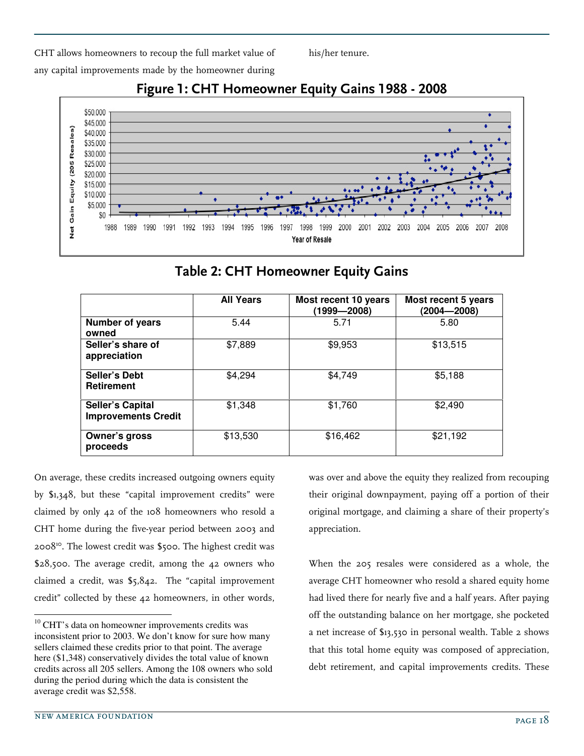CHT allows homeowners to recoup the full market value of any capital improvements made by the homeowner during his/her tenure.

## Figure 1: CHT Homeowner Equity Gains 1988 - 2008

## Table 2: CHT Homeowner Equity Gains

| | All Years | Most recent 10 years (1999—2008) | Most recent 5 years (2004—2008) |
|---|---|---|---|
| **Number of years owned** | 5.44 | 5.71 | 5.80 |
| **Seller's share of appreciation** | $7,889 | $9,953 | $13,515 |
| **Seller's Debt Retirement** | $4,294 | $4,749 | $5,188 |
| **Seller's Capital Improvements Credit** | $1,348 | $1,760 | $2,490 |
| **Owner's gross proceeds** | $13,530 | $16,462 | $21,192 |

On average, these credits increased outgoing owners equity by $1,348, but these "capital improvement credits" were claimed by only 42 of the 108 homeowners who resold a CHT home during the five-year period between 2003 and 2008[10]. The lowest credit was $500. The highest credit was $28,500. The average credit, among the 42 owners who claimed a credit, was $5,842. The "capital improvement credit" collected by these 42 homeowners, in other words, was over and above the equity they realized from recouping their original downpayment, paying off a portion of their original mortgage, and claiming a share of their property's appreciation.

When the 205 resales were considered as a whole, the average CHT homeowner who resold a shared equity home had lived there for nearly five and a half years. After paying off the outstanding balance on her mortgage, she pocketed a net increase of $13,530 in personal wealth. Table 2 shows that this total home equity was composed of appreciation, debt retirement, and capital improvements credits. These

[10] CHT's data on homeowner improvements credits was inconsistent prior to 2003. We don't know for sure how many sellers claimed these credits prior to that point. The average here ($1,348) conservatively divides the total value of known credits across all 205 sellers. Among the 108 owners who sold during the period during which the data is consistent the average credit was $2,558.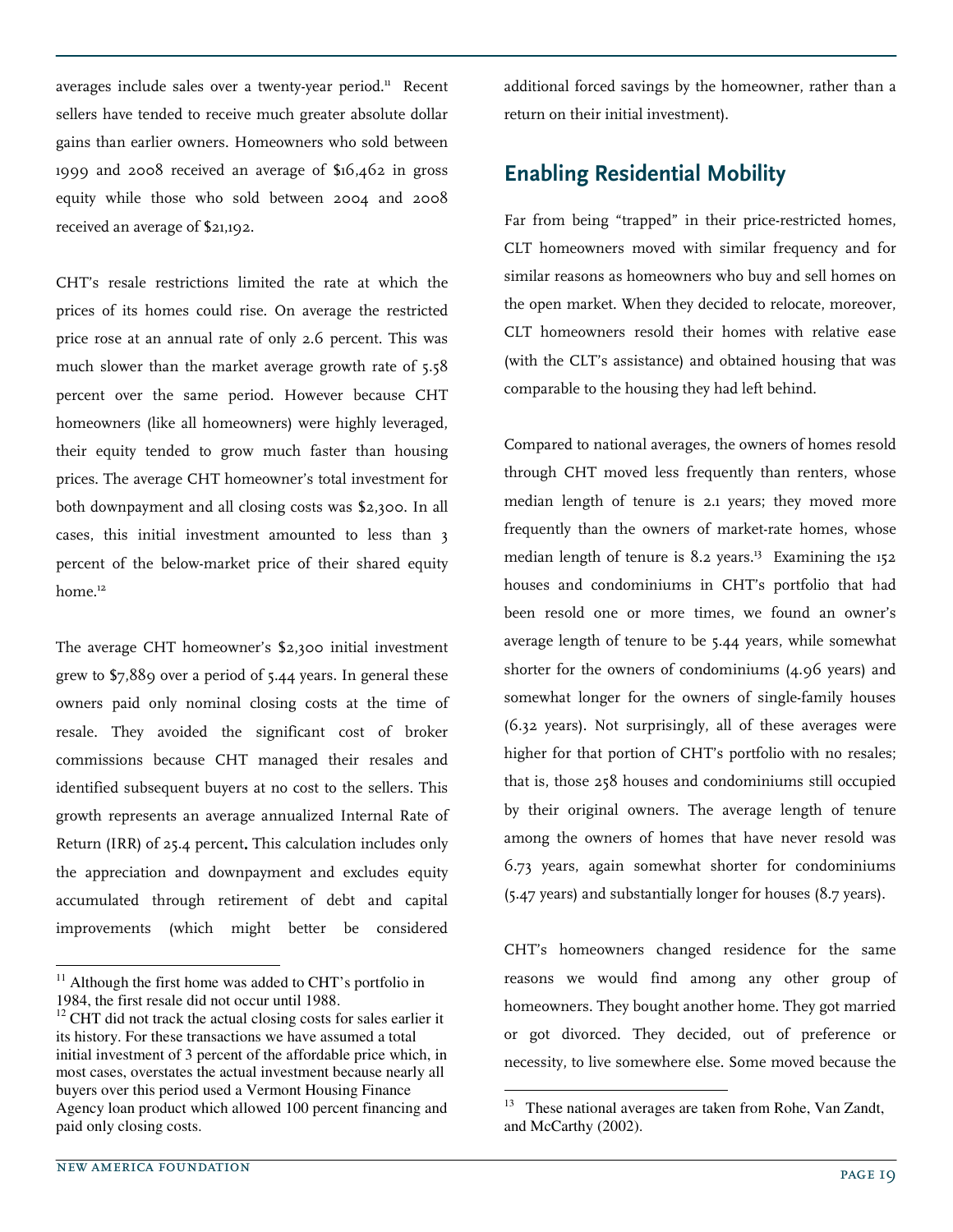averages include sales over a twenty-year period.[11] Recent sellers have tended to receive much greater absolute dollar gains than earlier owners. Homeowners who sold between 1999 and 2008 received an average of $16,462 in gross equity while those who sold between 2004 and 2008 received an average of $21,192.

CHT's resale restrictions limited the rate at which the prices of its homes could rise. On average the restricted price rose at an annual rate of only 2.6 percent. This was much slower than the market average growth rate of 5.58 percent over the same period. However because CHT homeowners (like all homeowners) were highly leveraged, their equity tended to grow much faster than housing prices. The average CHT homeowner's total investment for both downpayment and all closing costs was $2,300. In all cases, this initial investment amounted to less than 3 percent of the below-market price of their shared equity home.[12]

The average CHT homeowner's $2,300 initial investment grew to $7,889 over a period of 5.44 years. In general these owners paid only nominal closing costs at the time of resale. They avoided the significant cost of broker commissions because CHT managed their resales and identified subsequent buyers at no cost to the sellers. This growth represents an average annualized Internal Rate of Return (IRR) of 25.4 percent**.** This calculation includes only the appreciation and downpayment and excludes equity accumulated through retirement of debt and capital improvements (which might better be considered additional forced savings by the homeowner, rather than a return on their initial investment).

## Enabling Residential Mobility

Far from being "trapped" in their price-restricted homes, CLT homeowners moved with similar frequency and for similar reasons as homeowners who buy and sell homes on the open market. When they decided to relocate, moreover, CLT homeowners resold their homes with relative ease (with the CLT's assistance) and obtained housing that was comparable to the housing they had left behind.

Compared to national averages, the owners of homes resold through CHT moved less frequently than renters, whose median length of tenure is 2.1 years; they moved more frequently than the owners of market-rate homes, whose median length of tenure is 8.2 years.[13] Examining the 152 houses and condominiums in CHT's portfolio that had been resold one or more times, we found an owner's average length of tenure to be 5.44 years, while somewhat shorter for the owners of condominiums (4.96 years) and somewhat longer for the owners of single-family houses (6.32 years). Not surprisingly, all of these averages were higher for that portion of CHT's portfolio with no resales; that is, those 258 houses and condominiums still occupied by their original owners. The average length of tenure among the owners of homes that have never resold was 6.73 years, again somewhat shorter for condominiums (5.47 years) and substantially longer for houses (8.7 years).

CHT's homeowners changed residence for the same reasons we would find among any other group of homeowners. They bought another home. They got married or got divorced. They decided, out of preference or necessity, to live somewhere else. Some moved because the

---

[11] Although the first home was added to CHT's portfolio in 1984, the first resale did not occur until 1988.

[12] CHT did not track the actual closing costs for sales earlier it its history. For these transactions we have assumed a total initial investment of 3 percent of the affordable price which, in most cases, overstates the actual investment because nearly all buyers over this period used a Vermont Housing Finance Agency loan product which allowed 100 percent financing and paid only closing costs.

[13] These national averages are taken from Rohe, Van Zandt, and McCarthy (2002).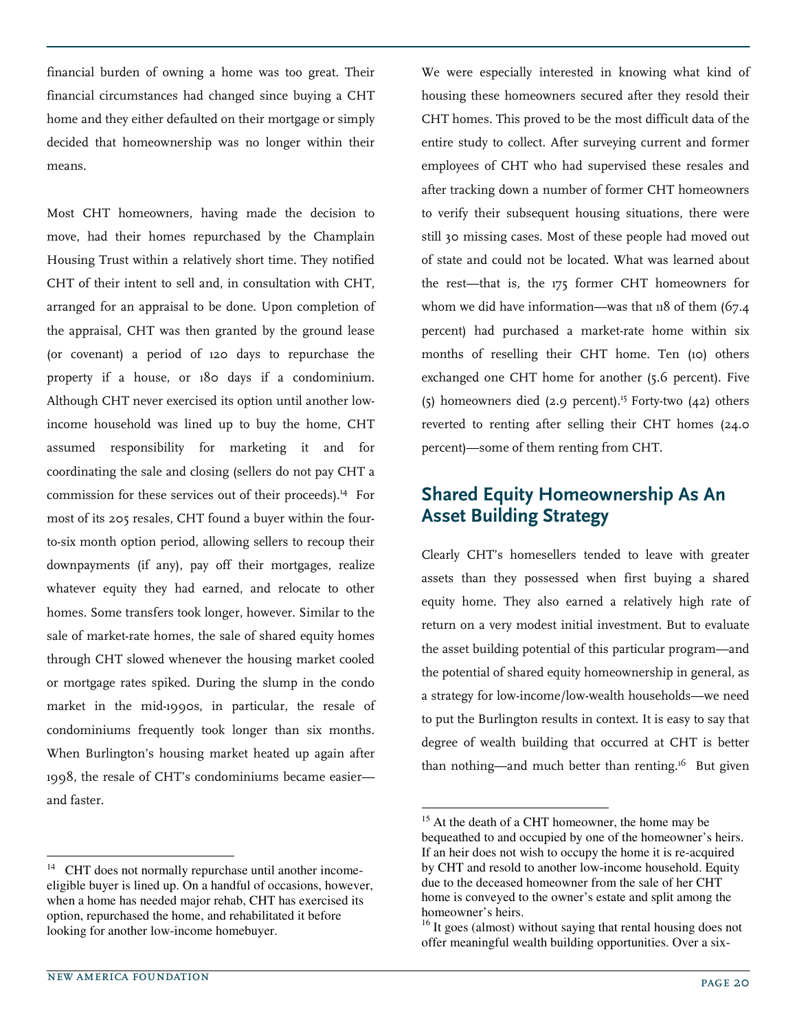financial burden of owning a home was too great. Their financial circumstances had changed since buying a CHT home and they either defaulted on their mortgage or simply decided that homeownership was no longer within their means.

Most CHT homeowners, having made the decision to move, had their homes repurchased by the Champlain Housing Trust within a relatively short time. They notified CHT of their intent to sell and, in consultation with CHT, arranged for an appraisal to be done. Upon completion of the appraisal, CHT was then granted by the ground lease (or covenant) a period of 120 days to repurchase the property if a house, or 180 days if a condominium. Although CHT never exercised its option until another low-income household was lined up to buy the home, CHT assumed responsibility for marketing it and for coordinating the sale and closing (sellers do not pay CHT a commission for these services out of their proceeds).[14] For most of its 205 resales, CHT found a buyer within the four-to-six month option period, allowing sellers to recoup their downpayments (if any), pay off their mortgages, realize whatever equity they had earned, and relocate to other homes. Some transfers took longer, however. Similar to the sale of market-rate homes, the sale of shared equity homes through CHT slowed whenever the housing market cooled or mortgage rates spiked. During the slump in the condo market in the mid-1990s, in particular, the resale of condominiums frequently took longer than six months. When Burlington's housing market heated up again after 1998, the resale of CHT's condominiums became easier—and faster.

We were especially interested in knowing what kind of housing these homeowners secured after they resold their CHT homes. This proved to be the most difficult data of the entire study to collect. After surveying current and former employees of CHT who had supervised these resales and after tracking down a number of former CHT homeowners to verify their subsequent housing situations, there were still 30 missing cases. Most of these people had moved out of state and could not be located. What was learned about the rest—that is, the 175 former CHT homeowners for whom we did have information—was that 118 of them (67.4 percent) had purchased a market-rate home within six months of reselling their CHT home. Ten (10) others exchanged one CHT home for another (5.6 percent). Five (5) homeowners died (2.9 percent).[15] Forty-two (42) others reverted to renting after selling their CHT homes (24.0 percent)—some of them renting from CHT.

## Shared Equity Homeownership As An Asset Building Strategy

Clearly CHT's homesellers tended to leave with greater assets than they possessed when first buying a shared equity home. They also earned a relatively high rate of return on a very modest initial investment. But to evaluate the asset building potential of this particular program—and the potential of shared equity homeownership in general, as a strategy for low-income/low-wealth households—we need to put the Burlington results in context. It is easy to say that degree of wealth building that occurred at CHT is better than nothing—and much better than renting.[16] But given

---

[14] CHT does not normally repurchase until another income-eligible buyer is lined up. On a handful of occasions, however, when a home has needed major rehab, CHT has exercised its option, repurchased the home, and rehabilitated it before looking for another low-income homebuyer.

[15] At the death of a CHT homeowner, the home may be bequeathed to and occupied by one of the homeowner's heirs. If an heir does not wish to occupy the home it is re-acquired by CHT and resold to another low-income household. Equity due to the deceased homeowner from the sale of her CHT home is conveyed to the owner's estate and split among the homeowner's heirs.

[16] It goes (almost) without saying that rental housing does not offer meaningful wealth building opportunities. Over a six-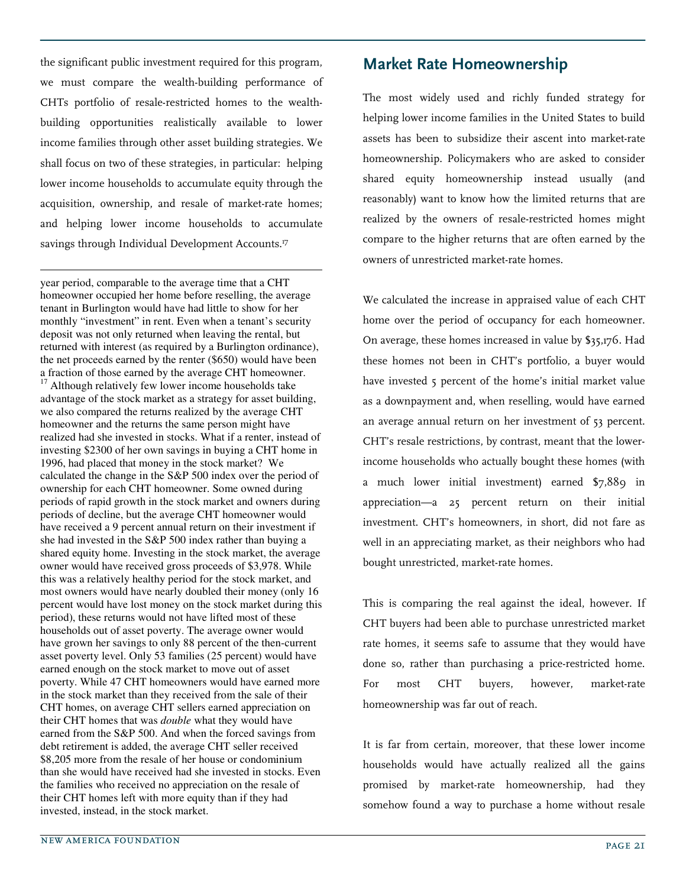the significant public investment required for this program, we must compare the wealth-building performance of CHTs portfolio of resale-restricted homes to the wealth-building opportunities realistically available to lower income families through other asset building strategies. We shall focus on two of these strategies, in particular: helping lower income households to accumulate equity through the acquisition, ownership, and resale of market-rate homes; and helping lower income households to accumulate savings through Individual Development Accounts.[17]

---

year period, comparable to the average time that a CHT homeowner occupied her home before reselling, the average tenant in Burlington would have had little to show for her monthly "investment" in rent. Even when a tenant's security deposit was not only returned when leaving the rental, but returned with interest (as required by a Burlington ordinance), the net proceeds earned by the renter ($650) would have been a fraction of those earned by the average CHT homeowner.

[17] Although relatively few lower income households take advantage of the stock market as a strategy for asset building, we also compared the returns realized by the average CHT homeowner and the returns the same person might have realized had she invested in stocks. What if a renter, instead of investing $2300 of her own savings in buying a CHT home in 1996, had placed that money in the stock market? We calculated the change in the S&P 500 index over the period of ownership for each CHT homeowner. Some owned during periods of rapid growth in the stock market and owners during periods of decline, but the average CHT homeowner would have received a 9 percent annual return on their investment if she had invested in the S&P 500 index rather than buying a shared equity home. Investing in the stock market, the average owner would have received gross proceeds of $3,978. While this was a relatively healthy period for the stock market, and most owners would have nearly doubled their money (only 16 percent would have lost money on the stock market during this period), these returns would not have lifted most of these households out of asset poverty. The average owner would have grown her savings to only 88 percent of the then-current asset poverty level. Only 53 families (25 percent) would have earned enough on the stock market to move out of asset poverty. While 47 CHT homeowners would have earned more in the stock market than they received from the sale of their CHT homes, on average CHT sellers earned appreciation on their CHT homes that was *double* what they would have earned from the S&P 500. And when the forced savings from debt retirement is added, the average CHT seller received $8,205 more from the resale of her house or condominium than she would have received had she invested in stocks. Even the families who received no appreciation on the resale of their CHT homes left with more equity than if they had invested, instead, in the stock market.

## Market Rate Homeownership

The most widely used and richly funded strategy for helping lower income families in the United States to build assets has been to subsidize their ascent into market-rate homeownership. Policymakers who are asked to consider shared equity homeownership instead usually (and reasonably) want to know how the limited returns that are realized by the owners of resale-restricted homes might compare to the higher returns that are often earned by the owners of unrestricted market-rate homes.

We calculated the increase in appraised value of each CHT home over the period of occupancy for each homeowner. On average, these homes increased in value by $35,176. Had these homes not been in CHT's portfolio, a buyer would have invested 5 percent of the home's initial market value as a downpayment and, when reselling, would have earned an average annual return on her investment of 53 percent. CHT's resale restrictions, by contrast, meant that the lower-income households who actually bought these homes (with a much lower initial investment) earned $7,889 in appreciation—a 25 percent return on their initial investment. CHT's homeowners, in short, did not fare as well in an appreciating market, as their neighbors who had bought unrestricted, market-rate homes.

This is comparing the real against the ideal, however. If CHT buyers had been able to purchase unrestricted market rate homes, it seems safe to assume that they would have done so, rather than purchasing a price-restricted home. For most CHT buyers, however, market-rate homeownership was far out of reach.

It is far from certain, moreover, that these lower income households would have actually realized all the gains promised by market-rate homeownership, had they somehow found a way to purchase a home without resale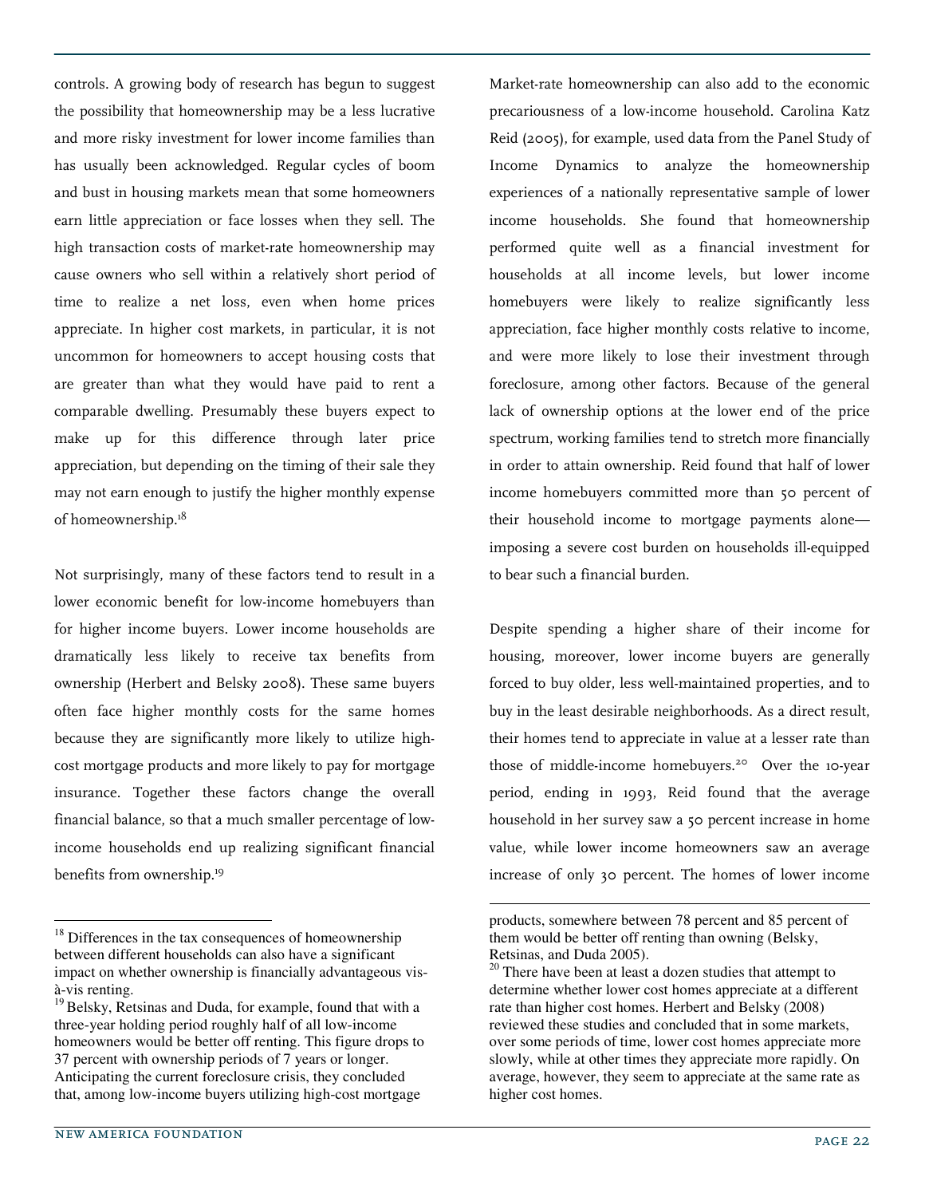controls. A growing body of research has begun to suggest the possibility that homeownership may be a less lucrative and more risky investment for lower income families than has usually been acknowledged. Regular cycles of boom and bust in housing markets mean that some homeowners earn little appreciation or face losses when they sell. The high transaction costs of market-rate homeownership may cause owners who sell within a relatively short period of time to realize a net loss, even when home prices appreciate. In higher cost markets, in particular, it is not uncommon for homeowners to accept housing costs that are greater than what they would have paid to rent a comparable dwelling. Presumably these buyers expect to make up for this difference through later price appreciation, but depending on the timing of their sale they may not earn enough to justify the higher monthly expense of homeownership.[18]

Not surprisingly, many of these factors tend to result in a lower economic benefit for low-income homebuyers than for higher income buyers. Lower income households are dramatically less likely to receive tax benefits from ownership (Herbert and Belsky 2008). These same buyers often face higher monthly costs for the same homes because they are significantly more likely to utilize high-cost mortgage products and more likely to pay for mortgage insurance. Together these factors change the overall financial balance, so that a much smaller percentage of low-income households end up realizing significant financial benefits from ownership.[19]

Market-rate homeownership can also add to the economic precariousness of a low-income household. Carolina Katz Reid (2005), for example, used data from the Panel Study of Income Dynamics to analyze the homeownership experiences of a nationally representative sample of lower income households. She found that homeownership performed quite well as a financial investment for households at all income levels, but lower income homebuyers were likely to realize significantly less appreciation, face higher monthly costs relative to income, and were more likely to lose their investment through foreclosure, among other factors. Because of the general lack of ownership options at the lower end of the price spectrum, working families tend to stretch more financially in order to attain ownership. Reid found that half of lower income homebuyers committed more than 50 percent of their household income to mortgage payments alone—imposing a severe cost burden on households ill-equipped to bear such a financial burden.

Despite spending a higher share of their income for housing, moreover, lower income buyers are generally forced to buy older, less well-maintained properties, and to buy in the least desirable neighborhoods. As a direct result, their homes tend to appreciate in value at a lesser rate than those of middle-income homebuyers.[20] Over the 10-year period, ending in 1993, Reid found that the average household in her survey saw a 50 percent increase in home value, while lower income homeowners saw an average increase of only 30 percent. The homes of lower income

---

[18] Differences in the tax consequences of homeownership between different households can also have a significant impact on whether ownership is financially advantageous vis-à-vis renting.

[19] Belsky, Retsinas and Duda, for example, found that with a three-year holding period roughly half of all low-income homeowners would be better off renting. This figure drops to 37 percent with ownership periods of 7 years or longer. Anticipating the current foreclosure crisis, they concluded that, among low-income buyers utilizing high-cost mortgage products, somewhere between 78 percent and 85 percent of them would be better off renting than owning (Belsky, Retsinas, and Duda 2005).

[20] There have been at least a dozen studies that attempt to determine whether lower cost homes appreciate at a different rate than higher cost homes. Herbert and Belsky (2008) reviewed these studies and concluded that in some markets, over some periods of time, lower cost homes appreciate more slowly, while at other times they appreciate more rapidly. On average, however, they seem to appreciate at the same rate as higher cost homes.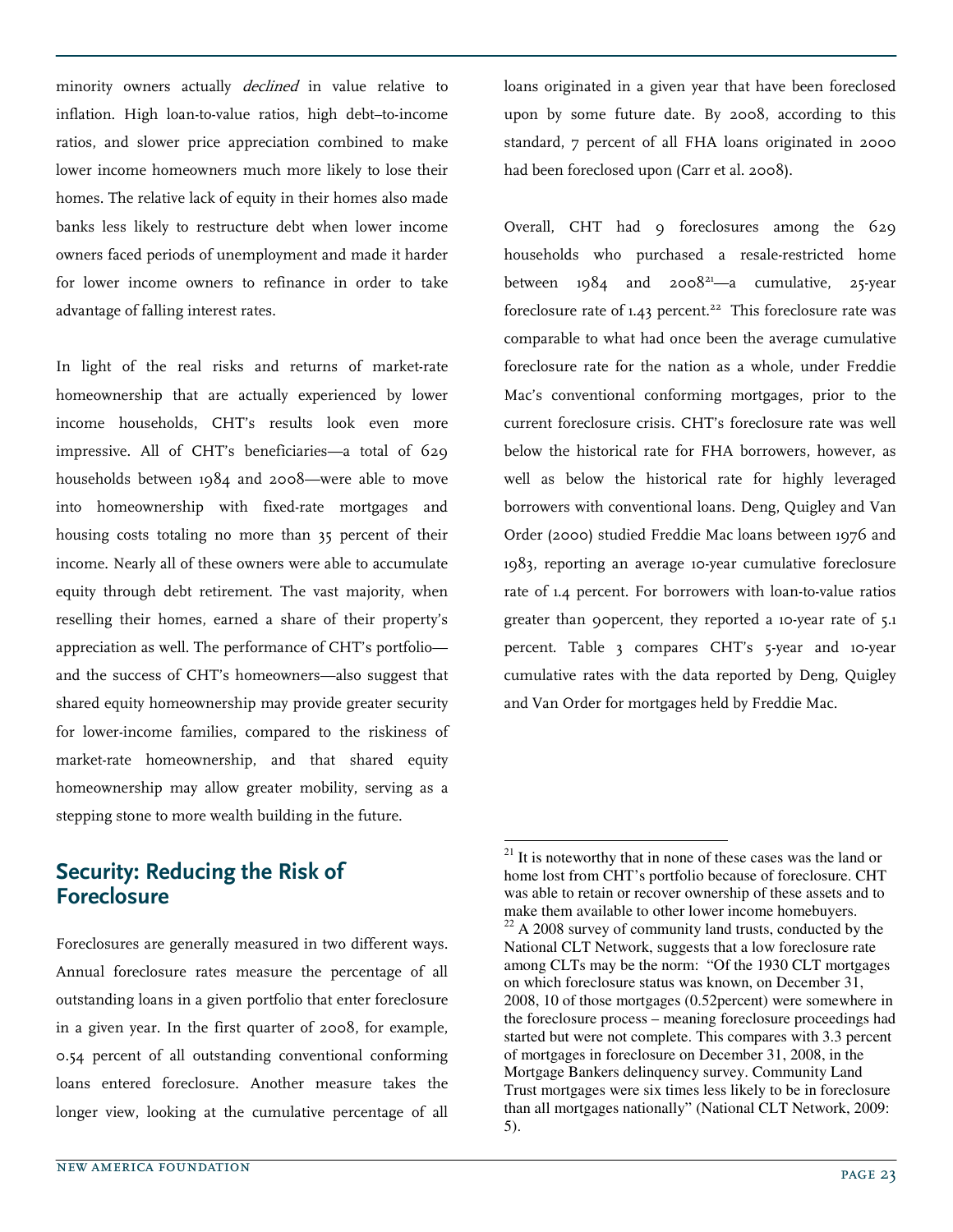minority owners actually *declined* in value relative to inflation. High loan-to-value ratios, high debt–to-income ratios, and slower price appreciation combined to make lower income homeowners much more likely to lose their homes. The relative lack of equity in their homes also made banks less likely to restructure debt when lower income owners faced periods of unemployment and made it harder for lower income owners to refinance in order to take advantage of falling interest rates.

In light of the real risks and returns of market-rate homeownership that are actually experienced by lower income households, CHT's results look even more impressive. All of CHT's beneficiaries—a total of 629 households between 1984 and 2008—were able to move into homeownership with fixed-rate mortgages and housing costs totaling no more than 35 percent of their income. Nearly all of these owners were able to accumulate equity through debt retirement. The vast majority, when reselling their homes, earned a share of their property's appreciation as well. The performance of CHT's portfolio—and the success of CHT's homeowners—also suggest that shared equity homeownership may provide greater security for lower-income families, compared to the riskiness of market-rate homeownership, and that shared equity homeownership may allow greater mobility, serving as a stepping stone to more wealth building in the future.

## Security: Reducing the Risk of Foreclosure

Foreclosures are generally measured in two different ways. Annual foreclosure rates measure the percentage of all outstanding loans in a given portfolio that enter foreclosure in a given year. In the first quarter of 2008, for example, 0.54 percent of all outstanding conventional conforming loans entered foreclosure. Another measure takes the longer view, looking at the cumulative percentage of all loans originated in a given year that have been foreclosed upon by some future date. By 2008, according to this standard, 7 percent of all FHA loans originated in 2000 had been foreclosed upon (Carr et al. 2008).

Overall, CHT had 9 foreclosures among the 629 households who purchased a resale-restricted home between 1984 and 2008[21]—a cumulative, 25-year foreclosure rate of 1.43 percent.[22] This foreclosure rate was comparable to what had once been the average cumulative foreclosure rate for the nation as a whole, under Freddie Mac's conventional conforming mortgages, prior to the current foreclosure crisis. CHT's foreclosure rate was well below the historical rate for FHA borrowers, however, as well as below the historical rate for highly leveraged borrowers with conventional loans. Deng, Quigley and Van Order (2000) studied Freddie Mac loans between 1976 and 1983, reporting an average 10-year cumulative foreclosure rate of 1.4 percent. For borrowers with loan-to-value ratios greater than 90percent, they reported a 10-year rate of 5.1 percent. Table 3 compares CHT's 5-year and 10-year cumulative rates with the data reported by Deng, Quigley and Van Order for mortgages held by Freddie Mac.

[21] It is noteworthy that in none of these cases was the land or home lost from CHT's portfolio because of foreclosure. CHT was able to retain or recover ownership of these assets and to make them available to other lower income homebuyers.

[22] A 2008 survey of community land trusts, conducted by the National CLT Network, suggests that a low foreclosure rate among CLTs may be the norm: "Of the 1930 CLT mortgages on which foreclosure status was known, on December 31, 2008, 10 of those mortgages (0.52percent) were somewhere in the foreclosure process – meaning foreclosure proceedings had started but were not complete. This compares with 3.3 percent of mortgages in foreclosure on December 31, 2008, in the Mortgage Bankers delinquency survey. Community Land Trust mortgages were six times less likely to be in foreclosure than all mortgages nationally" (National CLT Network, 2009: 5).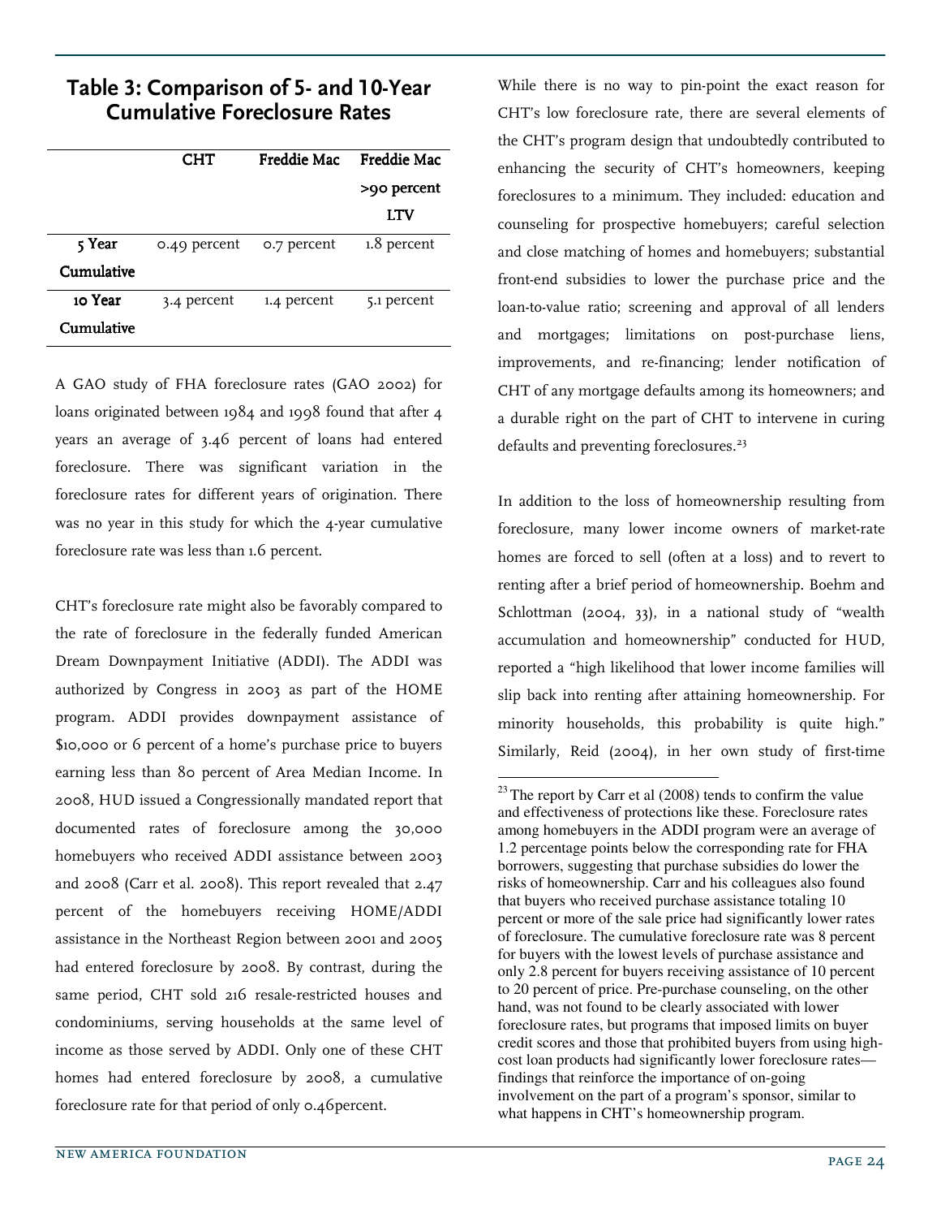## Table 3: Comparison of 5- and 10-Year Cumulative Foreclosure Rates

| | CHT | Freddie Mac | Freddie Mac >90 percent LTV |
|---|---|---|---|
| 5 Year Cumulative | 0.49 percent | 0.7 percent | 1.8 percent |
| 10 Year Cumulative | 3.4 percent | 1.4 percent | 5.1 percent |

A GAO study of FHA foreclosure rates (GAO 2002) for loans originated between 1984 and 1998 found that after 4 years an average of 3.46 percent of loans had entered foreclosure. There was significant variation in the foreclosure rates for different years of origination. There was no year in this study for which the 4-year cumulative foreclosure rate was less than 1.6 percent.

CHT's foreclosure rate might also be favorably compared to the rate of foreclosure in the federally funded American Dream Downpayment Initiative (ADDI). The ADDI was authorized by Congress in 2003 as part of the HOME program. ADDI provides downpayment assistance of $10,000 or 6 percent of a home's purchase price to buyers earning less than 80 percent of Area Median Income. In 2008, HUD issued a Congressionally mandated report that documented rates of foreclosure among the 30,000 homebuyers who received ADDI assistance between 2003 and 2008 (Carr et al. 2008). This report revealed that 2.47 percent of the homebuyers receiving HOME/ADDI assistance in the Northeast Region between 2001 and 2005 had entered foreclosure by 2008. By contrast, during the same period, CHT sold 216 resale-restricted houses and condominiums, serving households at the same level of income as those served by ADDI. Only one of these CHT homes had entered foreclosure by 2008, a cumulative foreclosure rate for that period of only 0.46percent.

While there is no way to pin-point the exact reason for CHT's low foreclosure rate, there are several elements of the CHT's program design that undoubtedly contributed to enhancing the security of CHT's homeowners, keeping foreclosures to a minimum. They included: education and counseling for prospective homebuyers; careful selection and close matching of homes and homebuyers; substantial front-end subsidies to lower the purchase price and the loan-to-value ratio; screening and approval of all lenders and mortgages; limitations on post-purchase liens, improvements, and re-financing; lender notification of CHT of any mortgage defaults among its homeowners; and a durable right on the part of CHT to intervene in curing defaults and preventing foreclosures.[23]

In addition to the loss of homeownership resulting from foreclosure, many lower income owners of market-rate homes are forced to sell (often at a loss) and to revert to renting after a brief period of homeownership. Boehm and Schlottman (2004, 33), in a national study of "wealth accumulation and homeownership" conducted for HUD, reported a "high likelihood that lower income families will slip back into renting after attaining homeownership. For minority households, this probability is quite high." Similarly, Reid (2004), in her own study of first-time

[23] The report by Carr et al (2008) tends to confirm the value and effectiveness of protections like these. Foreclosure rates among homebuyers in the ADDI program were an average of 1.2 percentage points below the corresponding rate for FHA borrowers, suggesting that purchase subsidies do lower the risks of homeownership. Carr and his colleagues also found that buyers who received purchase assistance totaling 10 percent or more of the sale price had significantly lower rates of foreclosure. The cumulative foreclosure rate was 8 percent for buyers with the lowest levels of purchase assistance and only 2.8 percent for buyers receiving assistance of 10 percent to 20 percent of price. Pre-purchase counseling, on the other hand, was not found to be clearly associated with lower foreclosure rates, but programs that imposed limits on buyer credit scores and those that prohibited buyers from using high-cost loan products had significantly lower foreclosure rates—findings that reinforce the importance of on-going involvement on the part of a program's sponsor, similar to what happens in CHT's homeownership program.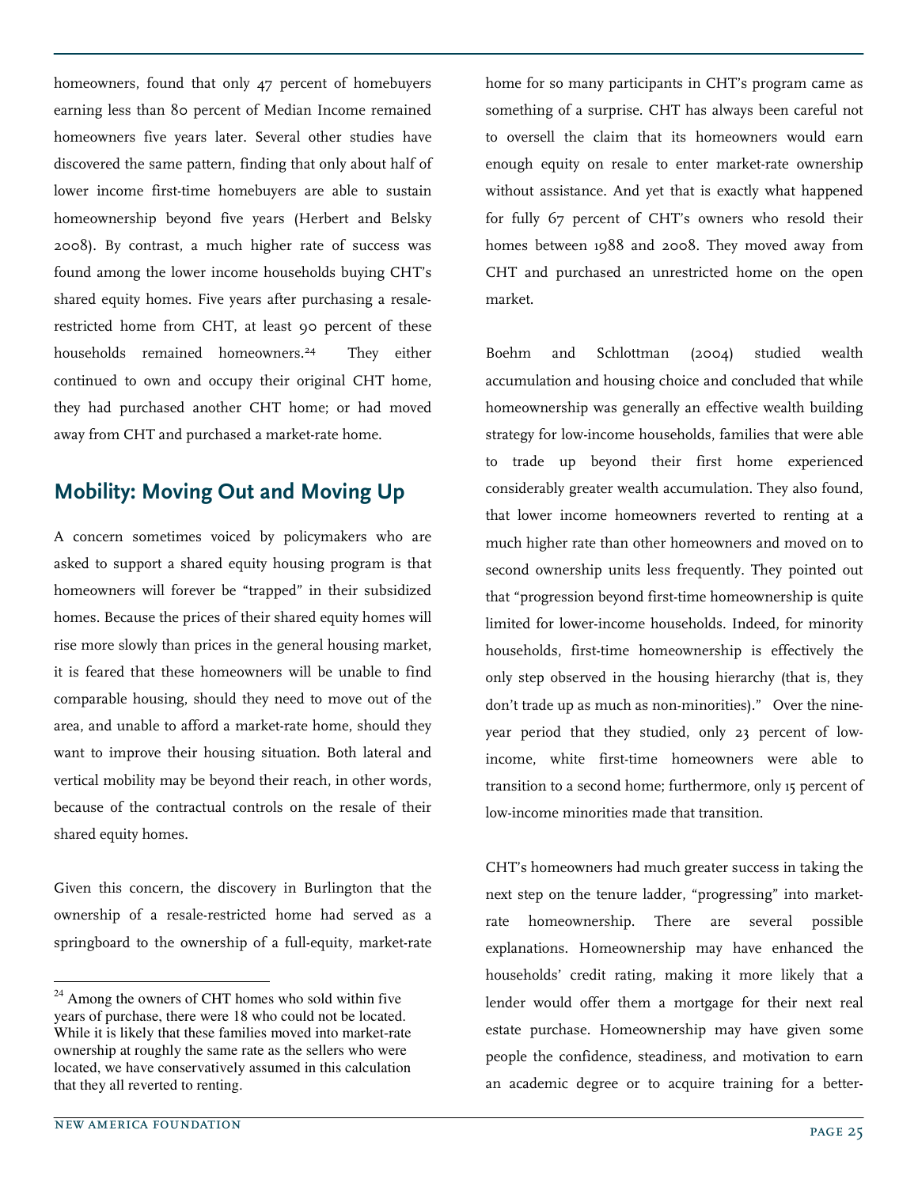homeowners, found that only 47 percent of homebuyers earning less than 80 percent of Median Income remained homeowners five years later. Several other studies have discovered the same pattern, finding that only about half of lower income first-time homebuyers are able to sustain homeownership beyond five years (Herbert and Belsky 2008). By contrast, a much higher rate of success was found among the lower income households buying CHT's shared equity homes. Five years after purchasing a resale-restricted home from CHT, at least 90 percent of these households remained homeowners.[24] They either continued to own and occupy their original CHT home, they had purchased another CHT home; or had moved away from CHT and purchased a market-rate home.

## Mobility: Moving Out and Moving Up

A concern sometimes voiced by policymakers who are asked to support a shared equity housing program is that homeowners will forever be "trapped" in their subsidized homes. Because the prices of their shared equity homes will rise more slowly than prices in the general housing market, it is feared that these homeowners will be unable to find comparable housing, should they need to move out of the area, and unable to afford a market-rate home, should they want to improve their housing situation. Both lateral and vertical mobility may be beyond their reach, in other words, because of the contractual controls on the resale of their shared equity homes.

Given this concern, the discovery in Burlington that the ownership of a resale-restricted home had served as a springboard to the ownership of a full-equity, market-rate home for so many participants in CHT's program came as something of a surprise. CHT has always been careful not to oversell the claim that its homeowners would earn enough equity on resale to enter market-rate ownership without assistance. And yet that is exactly what happened for fully 67 percent of CHT's owners who resold their homes between 1988 and 2008. They moved away from CHT and purchased an unrestricted home on the open market.

Boehm and Schlottman (2004) studied wealth accumulation and housing choice and concluded that while homeownership was generally an effective wealth building strategy for low-income households, families that were able to trade up beyond their first home experienced considerably greater wealth accumulation. They also found, that lower income homeowners reverted to renting at a much higher rate than other homeowners and moved on to second ownership units less frequently. They pointed out that "progression beyond first-time homeownership is quite limited for lower-income households. Indeed, for minority households, first-time homeownership is effectively the only step observed in the housing hierarchy (that is, they don't trade up as much as non-minorities)." Over the nine-year period that they studied, only 23 percent of low-income, white first-time homeowners were able to transition to a second home; furthermore, only 15 percent of low-income minorities made that transition.

CHT's homeowners had much greater success in taking the next step on the tenure ladder, "progressing" into market-rate homeownership. There are several possible explanations. Homeownership may have enhanced the households' credit rating, making it more likely that a lender would offer them a mortgage for their next real estate purchase. Homeownership may have given some people the confidence, steadiness, and motivation to earn an academic degree or to acquire training for a better-

[24] Among the owners of CHT homes who sold within five years of purchase, there were 18 who could not be located. While it is likely that these families moved into market-rate ownership at roughly the same rate as the sellers who were located, we have conservatively assumed in this calculation that they all reverted to renting.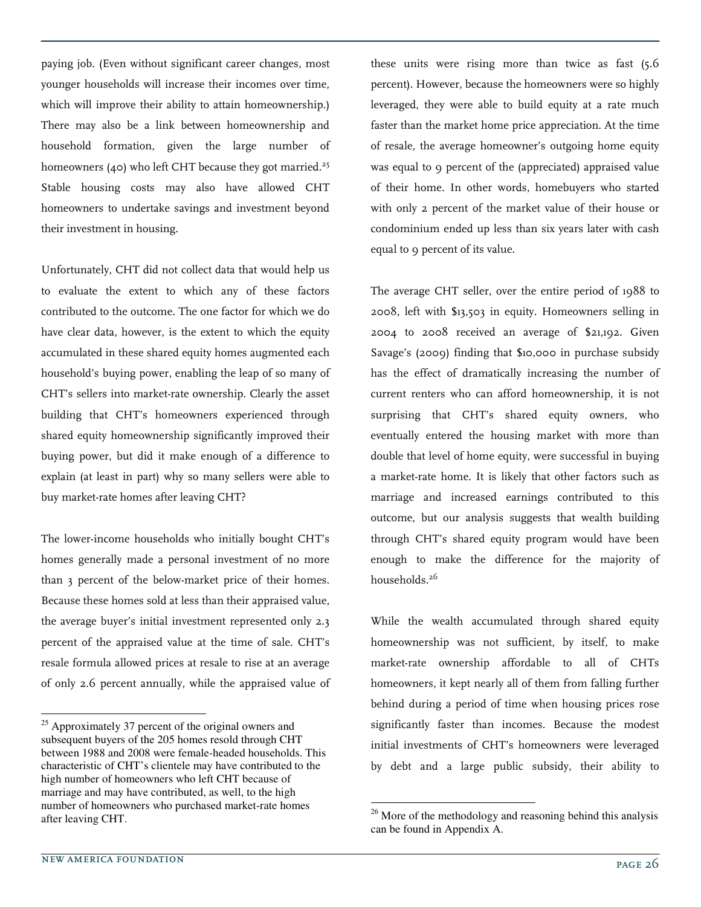paying job. (Even without significant career changes, most younger households will increase their incomes over time, which will improve their ability to attain homeownership.) There may also be a link between homeownership and household formation, given the large number of homeowners (40) who left CHT because they got married.[25] Stable housing costs may also have allowed CHT homeowners to undertake savings and investment beyond their investment in housing.

Unfortunately, CHT did not collect data that would help us to evaluate the extent to which any of these factors contributed to the outcome. The one factor for which we do have clear data, however, is the extent to which the equity accumulated in these shared equity homes augmented each household's buying power, enabling the leap of so many of CHT's sellers into market-rate ownership. Clearly the asset building that CHT's homeowners experienced through shared equity homeownership significantly improved their buying power, but did it make enough of a difference to explain (at least in part) why so many sellers were able to buy market-rate homes after leaving CHT?

The lower-income households who initially bought CHT's homes generally made a personal investment of no more than 3 percent of the below-market price of their homes. Because these homes sold at less than their appraised value, the average buyer's initial investment represented only 2.3 percent of the appraised value at the time of sale. CHT's resale formula allowed prices at resale to rise at an average of only 2.6 percent annually, while the appraised value of these units were rising more than twice as fast (5.6 percent). However, because the homeowners were so highly leveraged, they were able to build equity at a rate much faster than the market home price appreciation. At the time of resale, the average homeowner's outgoing home equity was equal to 9 percent of the (appreciated) appraised value of their home. In other words, homebuyers who started with only 2 percent of the market value of their house or condominium ended up less than six years later with cash equal to 9 percent of its value.

The average CHT seller, over the entire period of 1988 to 2008, left with $13,503 in equity. Homeowners selling in 2004 to 2008 received an average of $21,192. Given Savage's (2009) finding that $10,000 in purchase subsidy has the effect of dramatically increasing the number of current renters who can afford homeownership, it is not surprising that CHT's shared equity owners, who eventually entered the housing market with more than double that level of home equity, were successful in buying a market-rate home. It is likely that other factors such as marriage and increased earnings contributed to this outcome, but our analysis suggests that wealth building through CHT's shared equity program would have been enough to make the difference for the majority of households.[26]

While the wealth accumulated through shared equity homeownership was not sufficient, by itself, to make market-rate ownership affordable to all of CHTs homeowners, it kept nearly all of them from falling further behind during a period of time when housing prices rose significantly faster than incomes. Because the modest initial investments of CHT's homeowners were leveraged by debt and a large public subsidy, their ability to

---

[25] Approximately 37 percent of the original owners and subsequent buyers of the 205 homes resold through CHT between 1988 and 2008 were female-headed households. This characteristic of CHT's clientele may have contributed to the high number of homeowners who left CHT because of marriage and may have contributed, as well, to the high number of homeowners who purchased market-rate homes after leaving CHT.

[26] More of the methodology and reasoning behind this analysis can be found in Appendix A.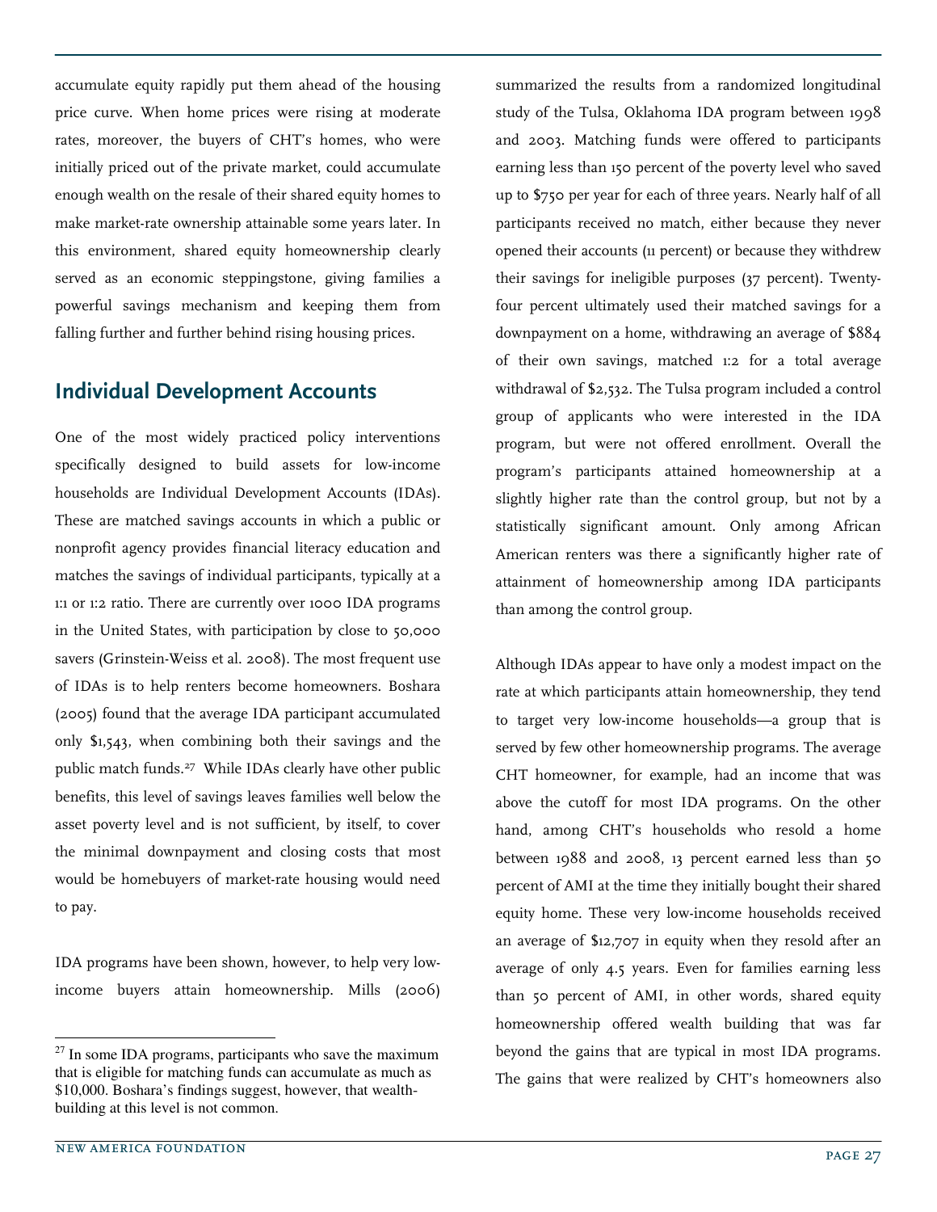accumulate equity rapidly put them ahead of the housing price curve. When home prices were rising at moderate rates, moreover, the buyers of CHT's homes, who were initially priced out of the private market, could accumulate enough wealth on the resale of their shared equity homes to make market-rate ownership attainable some years later. In this environment, shared equity homeownership clearly served as an economic steppingstone, giving families a powerful savings mechanism and keeping them from falling further and further behind rising housing prices.

## Individual Development Accounts

One of the most widely practiced policy interventions specifically designed to build assets for low-income households are Individual Development Accounts (IDAs). These are matched savings accounts in which a public or nonprofit agency provides financial literacy education and matches the savings of individual participants, typically at a 1:1 or 1:2 ratio. There are currently over 1000 IDA programs in the United States, with participation by close to 50,000 savers (Grinstein-Weiss et al. 2008). The most frequent use of IDAs is to help renters become homeowners. Boshara (2005) found that the average IDA participant accumulated only $1,543, when combining both their savings and the public match funds.[27] While IDAs clearly have other public benefits, this level of savings leaves families well below the asset poverty level and is not sufficient, by itself, to cover the minimal downpayment and closing costs that most would be homebuyers of market-rate housing would need to pay.

IDA programs have been shown, however, to help very low-income buyers attain homeownership. Mills (2006) summarized the results from a randomized longitudinal study of the Tulsa, Oklahoma IDA program between 1998 and 2003. Matching funds were offered to participants earning less than 150 percent of the poverty level who saved up to $750 per year for each of three years. Nearly half of all participants received no match, either because they never opened their accounts (11 percent) or because they withdrew their savings for ineligible purposes (37 percent). Twenty-four percent ultimately used their matched savings for a downpayment on a home, withdrawing an average of $884 of their own savings, matched 1:2 for a total average withdrawal of $2,532. The Tulsa program included a control group of applicants who were interested in the IDA program, but were not offered enrollment. Overall the program's participants attained homeownership at a slightly higher rate than the control group, but not by a statistically significant amount. Only among African American renters was there a significantly higher rate of attainment of homeownership among IDA participants than among the control group.

Although IDAs appear to have only a modest impact on the rate at which participants attain homeownership, they tend to target very low-income households—a group that is served by few other homeownership programs. The average CHT homeowner, for example, had an income that was above the cutoff for most IDA programs. On the other hand, among CHT's households who resold a home between 1988 and 2008, 13 percent earned less than 50 percent of AMI at the time they initially bought their shared equity home. These very low-income households received an average of $12,707 in equity when they resold after an average of only 4.5 years. Even for families earning less than 50 percent of AMI, in other words, shared equity homeownership offered wealth building that was far beyond the gains that are typical in most IDA programs. The gains that were realized by CHT's homeowners also

[27] In some IDA programs, participants who save the maximum that is eligible for matching funds can accumulate as much as $10,000. Boshara's findings suggest, however, that wealth-building at this level is not common.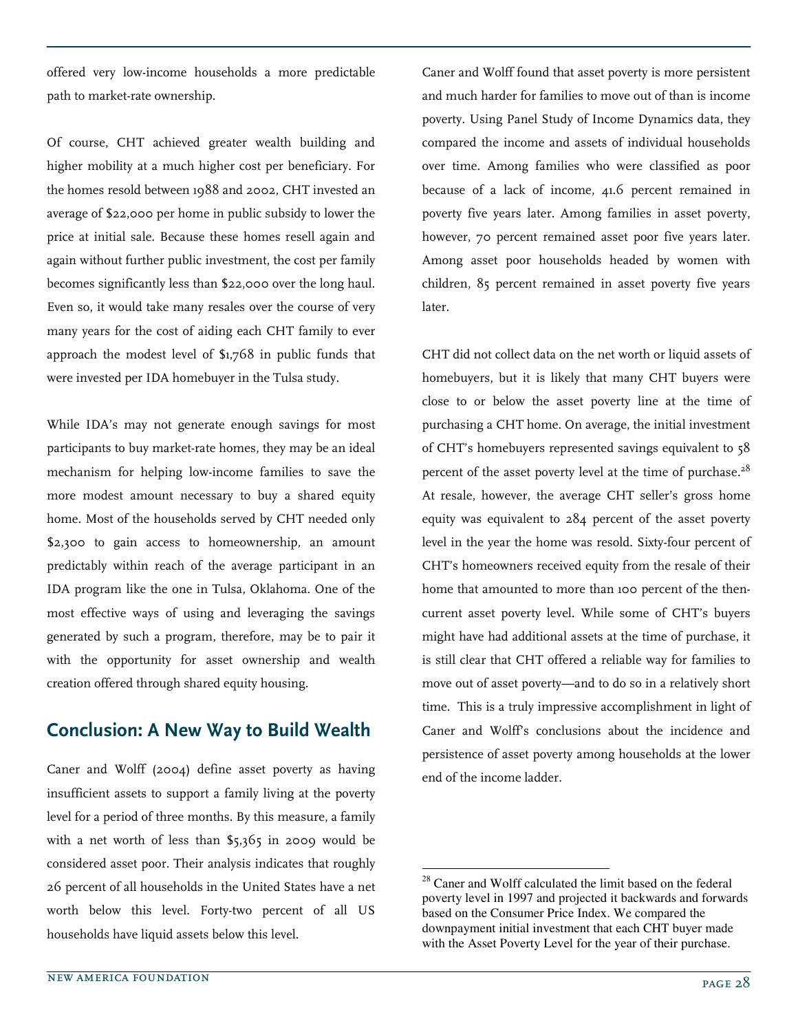offered very low-income households a more predictable path to market-rate ownership.

Of course, CHT achieved greater wealth building and higher mobility at a much higher cost per beneficiary. For the homes resold between 1988 and 2002, CHT invested an average of $22,000 per home in public subsidy to lower the price at initial sale. Because these homes resell again and again without further public investment, the cost per family becomes significantly less than $22,000 over the long haul. Even so, it would take many resales over the course of very many years for the cost of aiding each CHT family to ever approach the modest level of $1,768 in public funds that were invested per IDA homebuyer in the Tulsa study.

While IDA's may not generate enough savings for most participants to buy market-rate homes, they may be an ideal mechanism for helping low-income families to save the more modest amount necessary to buy a shared equity home. Most of the households served by CHT needed only $2,300 to gain access to homeownership, an amount predictably within reach of the average participant in an IDA program like the one in Tulsa, Oklahoma. One of the most effective ways of using and leveraging the savings generated by such a program, therefore, may be to pair it with the opportunity for asset ownership and wealth creation offered through shared equity housing.

## Conclusion: A New Way to Build Wealth

Caner and Wolff (2004) define asset poverty as having insufficient assets to support a family living at the poverty level for a period of three months. By this measure, a family with a net worth of less than $5,365 in 2009 would be considered asset poor. Their analysis indicates that roughly 26 percent of all households in the United States have a net worth below this level. Forty-two percent of all US households have liquid assets below this level.

Caner and Wolff found that asset poverty is more persistent and much harder for families to move out of than is income poverty. Using Panel Study of Income Dynamics data, they compared the income and assets of individual households over time. Among families who were classified as poor because of a lack of income, 41.6 percent remained in poverty five years later. Among families in asset poverty, however, 70 percent remained asset poor five years later. Among asset poor households headed by women with children, 85 percent remained in asset poverty five years later.

CHT did not collect data on the net worth or liquid assets of homebuyers, but it is likely that many CHT buyers were close to or below the asset poverty line at the time of purchasing a CHT home. On average, the initial investment of CHT's homebuyers represented savings equivalent to 58 percent of the asset poverty level at the time of purchase.[28] At resale, however, the average CHT seller's gross home equity was equivalent to 284 percent of the asset poverty level in the year the home was resold. Sixty-four percent of CHT's homeowners received equity from the resale of their home that amounted to more than 100 percent of the then-current asset poverty level. While some of CHT's buyers might have had additional assets at the time of purchase, it is still clear that CHT offered a reliable way for families to move out of asset poverty—and to do so in a relatively short time. This is a truly impressive accomplishment in light of Caner and Wolff's conclusions about the incidence and persistence of asset poverty among households at the lower end of the income ladder.

[28] Caner and Wolff calculated the limit based on the federal poverty level in 1997 and projected it backwards and forwards based on the Consumer Price Index. We compared the downpayment initial investment that each CHT buyer made with the Asset Poverty Level for the year of their purchase.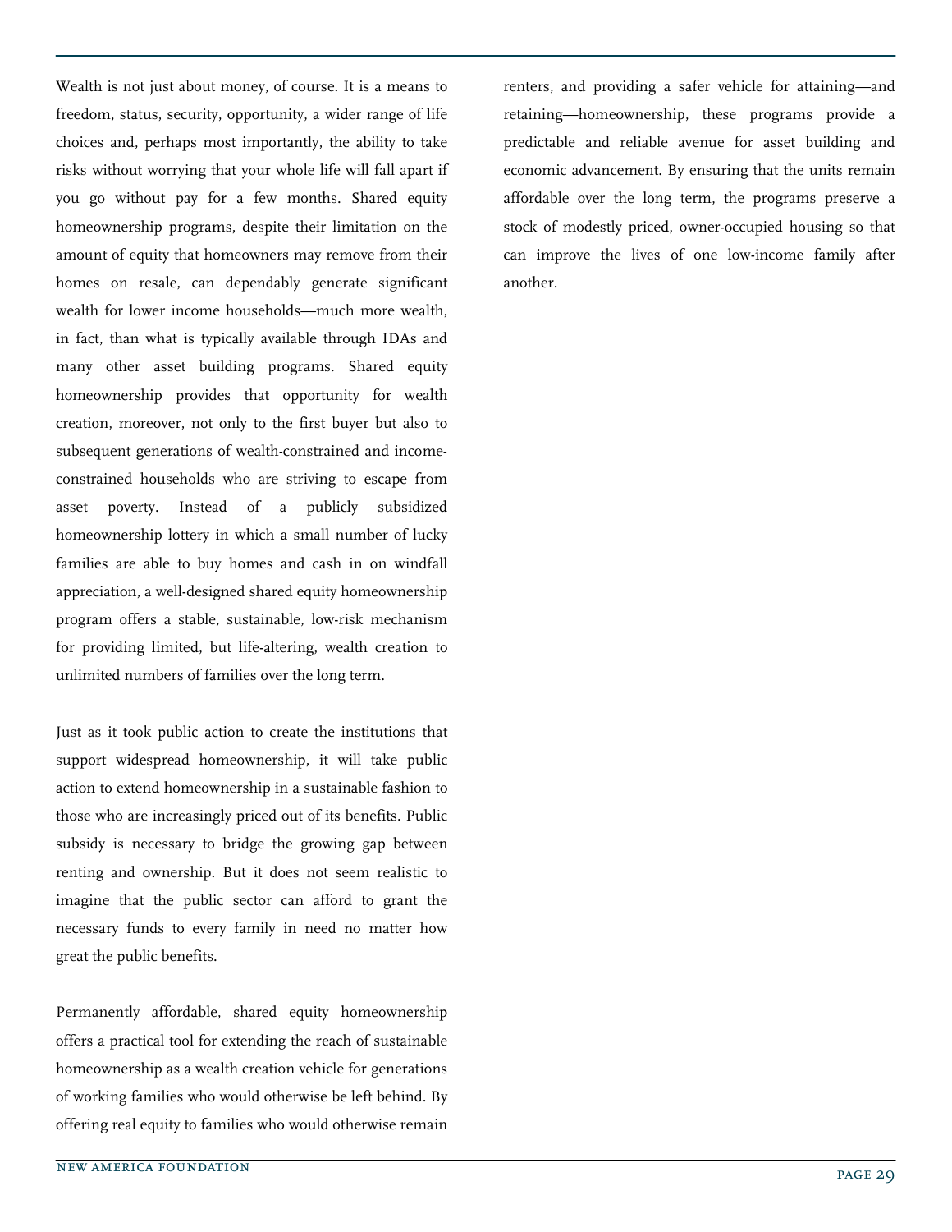Wealth is not just about money, of course. It is a means to freedom, status, security, opportunity, a wider range of life choices and, perhaps most importantly, the ability to take risks without worrying that your whole life will fall apart if you go without pay for a few months. Shared equity homeownership programs, despite their limitation on the amount of equity that homeowners may remove from their homes on resale, can dependably generate significant wealth for lower income households—much more wealth, in fact, than what is typically available through IDAs and many other asset building programs. Shared equity homeownership provides that opportunity for wealth creation, moreover, not only to the first buyer but also to subsequent generations of wealth-constrained and income-constrained households who are striving to escape from asset poverty. Instead of a publicly subsidized homeownership lottery in which a small number of lucky families are able to buy homes and cash in on windfall appreciation, a well-designed shared equity homeownership program offers a stable, sustainable, low-risk mechanism for providing limited, but life-altering, wealth creation to unlimited numbers of families over the long term.

Just as it took public action to create the institutions that support widespread homeownership, it will take public action to extend homeownership in a sustainable fashion to those who are increasingly priced out of its benefits. Public subsidy is necessary to bridge the growing gap between renting and ownership. But it does not seem realistic to imagine that the public sector can afford to grant the necessary funds to every family in need no matter how great the public benefits.

Permanently affordable, shared equity homeownership offers a practical tool for extending the reach of sustainable homeownership as a wealth creation vehicle for generations of working families who would otherwise be left behind. By offering real equity to families who would otherwise remain renters, and providing a safer vehicle for attaining—and retaining—homeownership, these programs provide a predictable and reliable avenue for asset building and economic advancement. By ensuring that the units remain affordable over the long term, the programs preserve a stock of modestly priced, owner-occupied housing so that can improve the lives of one low-income family after another.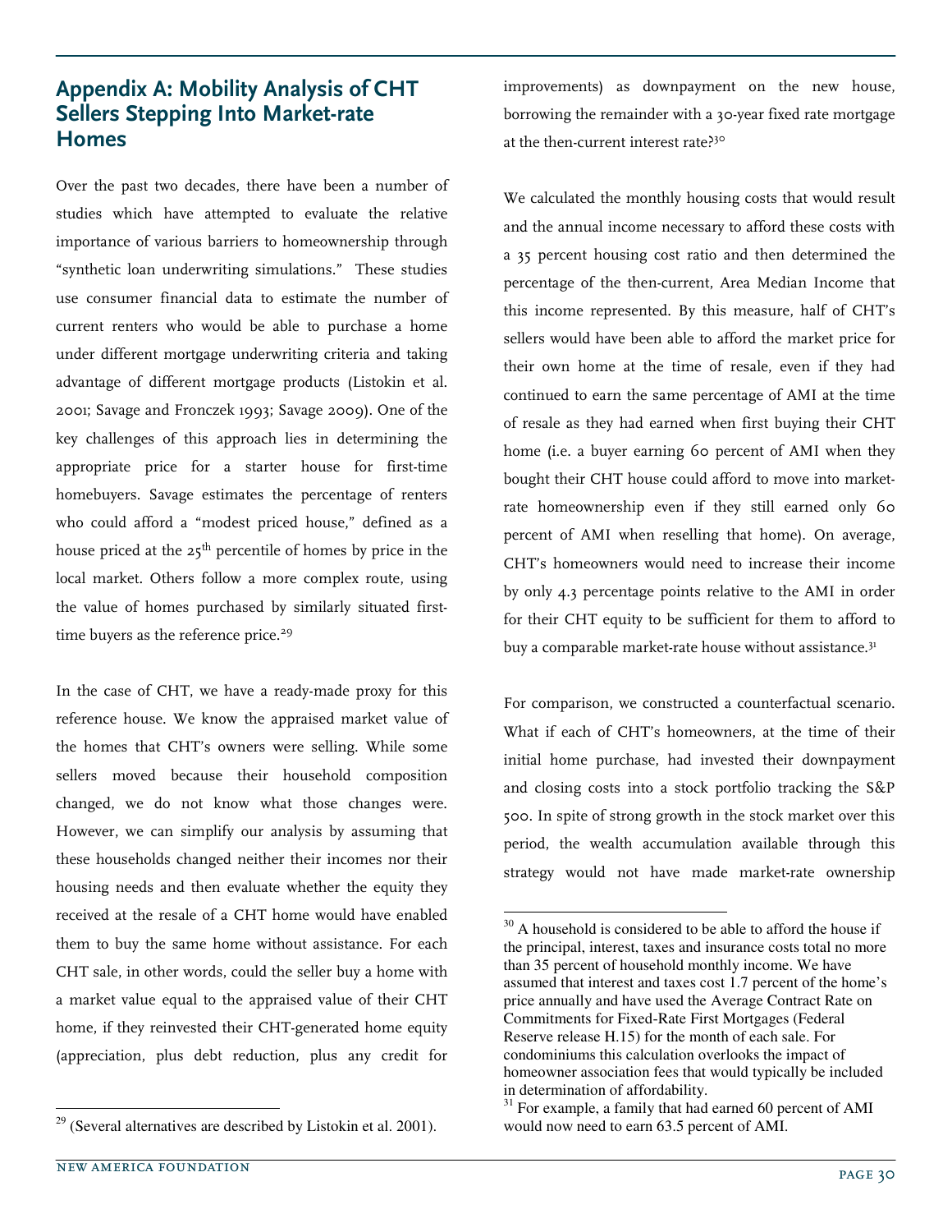## Appendix A: Mobility Analysis of CHT Sellers Stepping Into Market-rate Homes

Over the past two decades, there have been a number of studies which have attempted to evaluate the relative importance of various barriers to homeownership through "synthetic loan underwriting simulations." These studies use consumer financial data to estimate the number of current renters who would be able to purchase a home under different mortgage underwriting criteria and taking advantage of different mortgage products (Listokin et al. 2001; Savage and Fronczek 1993; Savage 2009). One of the key challenges of this approach lies in determining the appropriate price for a starter house for first-time homebuyers. Savage estimates the percentage of renters who could afford a "modest priced house," defined as a house priced at the 25th percentile of homes by price in the local market. Others follow a more complex route, using the value of homes purchased by similarly situated first-time buyers as the reference price.[29]

In the case of CHT, we have a ready-made proxy for this reference house. We know the appraised market value of the homes that CHT's owners were selling. While some sellers moved because their household composition changed, we do not know what those changes were. However, we can simplify our analysis by assuming that these households changed neither their incomes nor their housing needs and then evaluate whether the equity they received at the resale of a CHT home would have enabled them to buy the same home without assistance. For each CHT sale, in other words, could the seller buy a home with a market value equal to the appraised value of their CHT home, if they reinvested their CHT-generated home equity (appreciation, plus debt reduction, plus any credit for improvements) as downpayment on the new house, borrowing the remainder with a 30-year fixed rate mortgage at the then-current interest rate?[30]

We calculated the monthly housing costs that would result and the annual income necessary to afford these costs with a 35 percent housing cost ratio and then determined the percentage of the then-current, Area Median Income that this income represented. By this measure, half of CHT's sellers would have been able to afford the market price for their own home at the time of resale, even if they had continued to earn the same percentage of AMI at the time of resale as they had earned when first buying their CHT home (i.e. a buyer earning 60 percent of AMI when they bought their CHT house could afford to move into market-rate homeownership even if they still earned only 60 percent of AMI when reselling that home). On average, CHT's homeowners would need to increase their income by only 4.3 percentage points relative to the AMI in order for their CHT equity to be sufficient for them to afford to buy a comparable market-rate house without assistance.[31]

For comparison, we constructed a counterfactual scenario. What if each of CHT's homeowners, at the time of their initial home purchase, had invested their downpayment and closing costs into a stock portfolio tracking the S&P 500. In spite of strong growth in the stock market over this period, the wealth accumulation available through this strategy would not have made market-rate ownership

---

[29] (Several alternatives are described by Listokin et al. 2001).

[30] A household is considered to be able to afford the house if the principal, interest, taxes and insurance costs total no more than 35 percent of household monthly income. We have assumed that interest and taxes cost 1.7 percent of the home's price annually and have used the Average Contract Rate on Commitments for Fixed-Rate First Mortgages (Federal Reserve release H.15) for the month of each sale. For condominiums this calculation overlooks the impact of homeowner association fees that would typically be included in determination of affordability.

[31] For example, a family that had earned 60 percent of AMI would now need to earn 63.5 percent of AMI.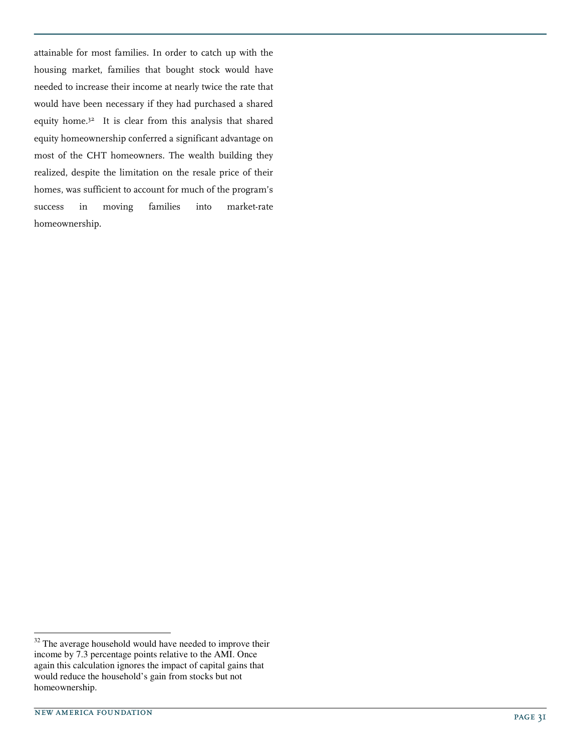attainable for most families. In order to catch up with the housing market, families that bought stock would have needed to increase their income at nearly twice the rate that would have been necessary if they had purchased a shared equity home.[32] It is clear from this analysis that shared equity homeownership conferred a significant advantage on most of the CHT homeowners. The wealth building they realized, despite the limitation on the resale price of their homes, was sufficient to account for much of the program's success in moving families into market-rate homeownership.

---

[32] The average household would have needed to improve their income by 7.3 percentage points relative to the AMI. Once again this calculation ignores the impact of capital gains that would reduce the household's gain from stocks but not homeownership.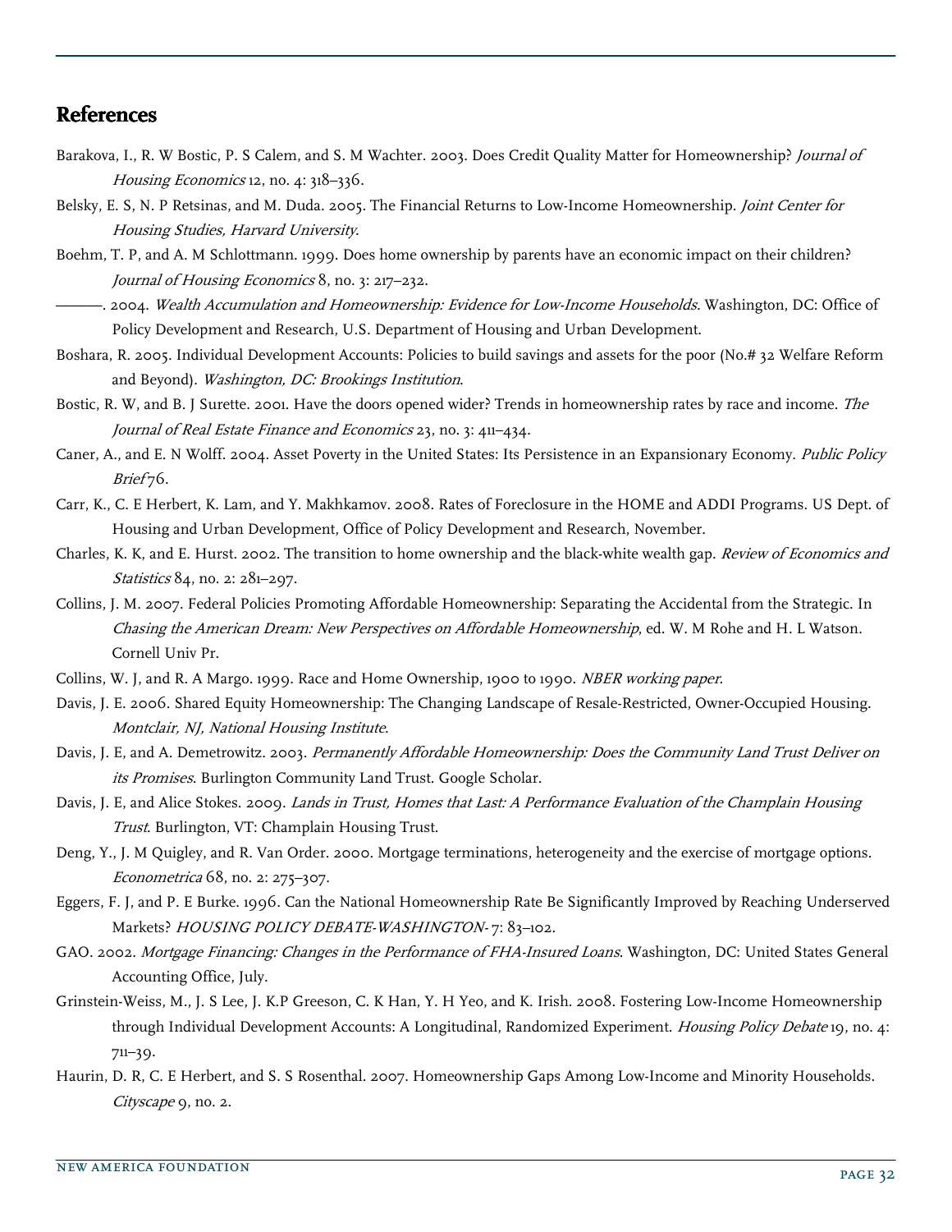## References

Barakova, I., R. W Bostic, P. S Calem, and S. M Wachter. 2003. Does Credit Quality Matter for Homeownership? *Journal of Housing Economics* 12, no. 4: 318–336.

Belsky, E. S, N. P Retsinas, and M. Duda. 2005. The Financial Returns to Low-Income Homeownership. *Joint Center for Housing Studies, Harvard University*.

Boehm, T. P, and A. M Schlottmann. 1999. Does home ownership by parents have an economic impact on their children? *Journal of Housing Economics* 8, no. 3: 217–232.

———. 2004. *Wealth Accumulation and Homeownership: Evidence for Low-Income Households.* Washington, DC: Office of Policy Development and Research, U.S. Department of Housing and Urban Development.

Boshara, R. 2005. Individual Development Accounts: Policies to build savings and assets for the poor (No.# 32 Welfare Reform and Beyond). *Washington, DC: Brookings Institution*.

Bostic, R. W, and B. J Surette. 2001. Have the doors opened wider? Trends in homeownership rates by race and income. *The Journal of Real Estate Finance and Economics* 23, no. 3: 411–434.

Caner, A., and E. N Wolff. 2004. Asset Poverty in the United States: Its Persistence in an Expansionary Economy. *Public Policy Brief* 76.

Carr, K., C. E Herbert, K. Lam, and Y. Makhkamov. 2008. Rates of Foreclosure in the HOME and ADDI Programs. US Dept. of Housing and Urban Development, Office of Policy Development and Research, November.

Charles, K. K, and E. Hurst. 2002. The transition to home ownership and the black-white wealth gap. *Review of Economics and Statistics* 84, no. 2: 281–297.

Collins, J. M. 2007. Federal Policies Promoting Affordable Homeownership: Separating the Accidental from the Strategic. In *Chasing the American Dream: New Perspectives on Affordable Homeownership*, ed. W. M Rohe and H. L Watson. Cornell Univ Pr.

Collins, W. J, and R. A Margo. 1999. Race and Home Ownership, 1900 to 1990. *NBER working paper*.

Davis, J. E. 2006. Shared Equity Homeownership: The Changing Landscape of Resale-Restricted, Owner-Occupied Housing. *Montclair, NJ, National Housing Institute*.

Davis, J. E, and A. Demetrowitz. 2003. *Permanently Affordable Homeownership: Does the Community Land Trust Deliver on its Promises*. Burlington Community Land Trust. Google Scholar.

Davis, J. E, and Alice Stokes. 2009. *Lands in Trust, Homes that Last: A Performance Evaluation of the Champlain Housing Trust*. Burlington, VT: Champlain Housing Trust.

Deng, Y., J. M Quigley, and R. Van Order. 2000. Mortgage terminations, heterogeneity and the exercise of mortgage options. *Econometrica* 68, no. 2: 275–307.

Eggers, F. J, and P. E Burke. 1996. Can the National Homeownership Rate Be Significantly Improved by Reaching Underserved Markets? *HOUSING POLICY DEBATE-WASHINGTON-* 7: 83–102.

GAO. 2002. *Mortgage Financing: Changes in the Performance of FHA-Insured Loans*. Washington, DC: United States General Accounting Office, July.

Grinstein-Weiss, M., J. S Lee, J. K.P Greeson, C. K Han, Y. H Yeo, and K. Irish. 2008. Fostering Low-Income Homeownership through Individual Development Accounts: A Longitudinal, Randomized Experiment. *Housing Policy Debate* 19, no. 4: 711–39.

Haurin, D. R, C. E Herbert, and S. S Rosenthal. 2007. Homeownership Gaps Among Low-Income and Minority Households. *Cityscape* 9, no. 2.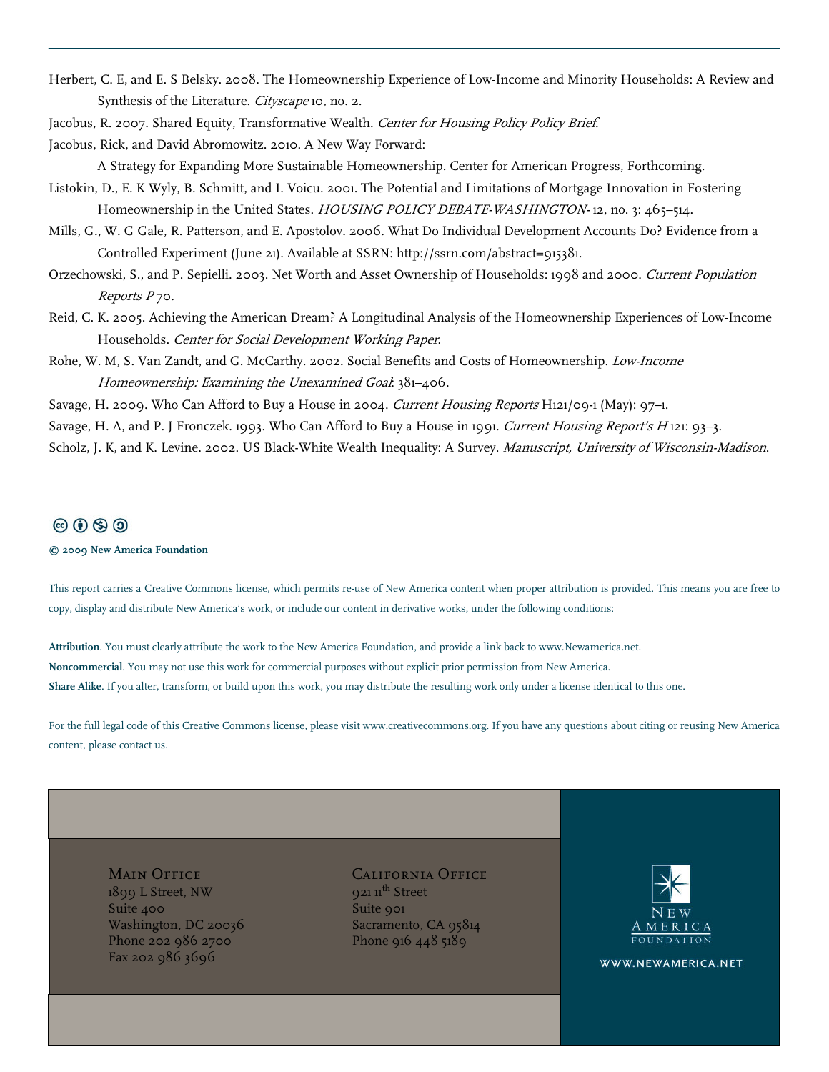Herbert, C. E, and E. S Belsky. 2008. The Homeownership Experience of Low-Income and Minority Households: A Review and Synthesis of the Literature. *Cityscape* 10, no. 2.

Jacobus, R. 2007. Shared Equity, Transformative Wealth. *Center for Housing Policy Policy Brief.*

Jacobus, Rick, and David Abromowitz. 2010. A New Way Forward: A Strategy for Expanding More Sustainable Homeownership. Center for American Progress, Forthcoming.

Listokin, D., E. K Wyly, B. Schmitt, and I. Voicu. 2001. The Potential and Limitations of Mortgage Innovation in Fostering Homeownership in the United States. *HOUSING POLICY DEBATE-WASHINGTON-* 12, no. 3: 465–514.

Mills, G., W. G Gale, R. Patterson, and E. Apostolov. 2006. What Do Individual Development Accounts Do? Evidence from a Controlled Experiment (June 21). Available at SSRN: http://ssrn.com/abstract=915381.

Orzechowski, S., and P. Sepielli. 2003. Net Worth and Asset Ownership of Households: 1998 and 2000. *Current Population Reports P* 70.

Reid, C. K. 2005. Achieving the American Dream? A Longitudinal Analysis of the Homeownership Experiences of Low-Income Households. *Center for Social Development Working Paper.*

Rohe, W. M, S. Van Zandt, and G. McCarthy. 2002. Social Benefits and Costs of Homeownership. *Low-Income Homeownership: Examining the Unexamined Goal*: 381–406.

Savage, H. 2009. Who Can Afford to Buy a House in 2004. *Current Housing Reports* H121/09-1 (May): 97–1.

Savage, H. A, and P. J Fronczek. 1993. Who Can Afford to Buy a House in 1991. *Current Housing Report's H* 121: 93–3.

Scholz, J. K, and K. Levine. 2002. US Black-White Wealth Inequality: A Survey. *Manuscript, University of Wisconsin-Madison.*

**© 2009 New America Foundation**

This report carries a Creative Commons license, which permits re-use of New America content when proper attribution is provided. This means you are free to copy, display and distribute New America's work, or include our content in derivative works, under the following conditions:

**Attribution**. You must clearly attribute the work to the New America Foundation, and provide a link back to www.Newamerica.net.

**Noncommercial**. You may not use this work for commercial purposes without explicit prior permission from New America.

**Share Alike**. If you alter, transform, or build upon this work, you may distribute the resulting work only under a license identical to this one.

For the full legal code of this Creative Commons license, please visit www.creativecommons.org. If you have any questions about citing or reusing New America content, please contact us.

MAIN OFFICE
1899 L Street, NW
Suite 400
Washington, DC 20036
Phone 202 986 2700
Fax 202 986 3696

CALIFORNIA OFFICE
921 11th Street
Suite 901
Sacramento, CA 95814
Phone 916 448 5189

NEW AMERICA FOUNDATION

WWW.NEWAMERICA.NET